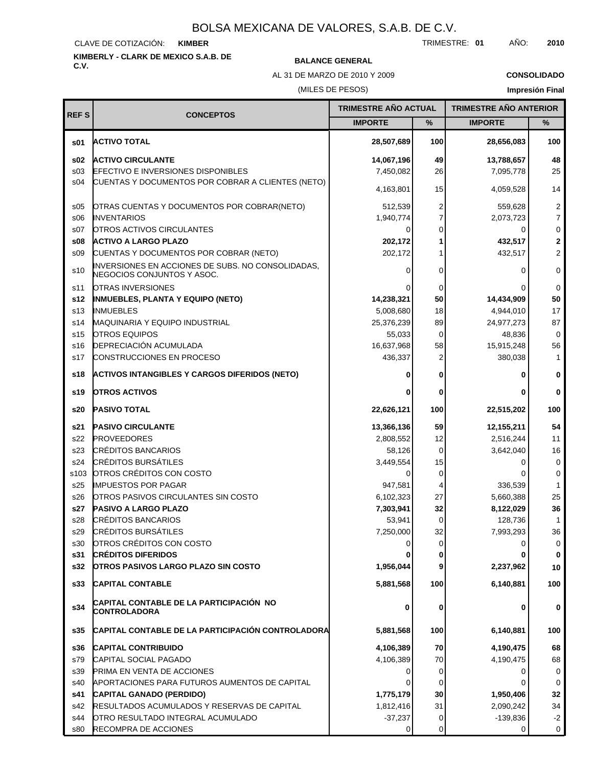# BOLSA MEXICANA DE VALORES, S.A.B. DE C.V.

CLAVE DE COTIZACIÓN: **KIMBER** TRIMESTRE: **01** AÑO: **2010**

**KIMBERLY - CLARK DE MEXICO S.A.B. DE C.V.**

**BALANCE GENERAL**

AL 31 DE MARZO DE 2010 Y 2009

(MILES DE PESOS)

**CONSOLIDADO**

**Impresión Final**

| REF S | CONCEPTOS | TRIMESTRE AÑO ACTUAL | | TRIMESTRE AÑO ANTERIOR | |
|---|---|---|---|---|---|
| | | IMPORTE | % | IMPORTE | % |
| **s01** | **ACTIVO TOTAL** | **28,507,689** | **100** | **28,656,083** | **100** |
| **s02** | **ACTIVO CIRCULANTE** | **14,067,196** | **49** | **13,788,657** | **48** |
| s03 | EFECTIVO E INVERSIONES DISPONIBLES | 7,450,082 | 26 | 7,095,778 | 25 |
| s04 | CUENTAS Y DOCUMENTOS POR COBRAR A CLIENTES (NETO) | 4,163,801 | 15 | 4,059,528 | 14 |
| s05 | OTRAS CUENTAS Y DOCUMENTOS POR COBRAR(NETO) | 512,539 | 2 | 559,628 | 2 |
| s06 | INVENTARIOS | 1,940,774 | 7 | 2,073,723 | 7 |
| s07 | OTROS ACTIVOS CIRCULANTES | 0 | 0 | 0 | 0 |
| **s08** | **ACTIVO A LARGO PLAZO** | **202,172** | **1** | **432,517** | **2** |
| s09 | CUENTAS Y DOCUMENTOS POR COBRAR (NETO) | 202,172 | 1 | 432,517 | 2 |
| s10 | INVERSIONES EN ACCIONES DE SUBS. NO CONSOLIDADAS, NEGOCIOS CONJUNTOS Y ASOC. | 0 | 0 | 0 | 0 |
| s11 | OTRAS INVERSIONES | 0 | 0 | 0 | 0 |
| **s12** | **INMUEBLES, PLANTA Y EQUIPO (NETO)** | **14,238,321** | **50** | **14,434,909** | **50** |
| s13 | INMUEBLES | 5,008,680 | 18 | 4,944,010 | 17 |
| s14 | MAQUINARIA Y EQUIPO INDUSTRIAL | 25,376,239 | 89 | 24,977,273 | 87 |
| s15 | OTROS EQUIPOS | 55,033 | 0 | 48,836 | 0 |
| s16 | DEPRECIACIÓN ACUMULADA | 16,637,968 | 58 | 15,915,248 | 56 |
| s17 | CONSTRUCCIONES EN PROCESO | 436,337 | 2 | 380,038 | 1 |
| **s18** | **ACTIVOS INTANGIBLES Y CARGOS DIFERIDOS (NETO)** | **0** | **0** | **0** | **0** |
| **s19** | **OTROS ACTIVOS** | **0** | **0** | **0** | **0** |
| **s20** | **PASIVO TOTAL** | **22,626,121** | **100** | **22,515,202** | **100** |
| **s21** | **PASIVO CIRCULANTE** | **13,366,136** | **59** | **12,155,211** | **54** |
| s22 | PROVEEDORES | 2,808,552 | 12 | 2,516,244 | 11 |
| s23 | CRÉDITOS BANCARIOS | 58,126 | 0 | 3,642,040 | 16 |
| s24 | CRÉDITOS BURSÁTILES | 3,449,554 | 15 | 0 | 0 |
| s103 | OTROS CRÉDITOS CON COSTO | 0 | 0 | 0 | 0 |
| s25 | IMPUESTOS POR PAGAR | 947,581 | 4 | 336,539 | 1 |
| s26 | OTROS PASIVOS CIRCULANTES SIN COSTO | 6,102,323 | 27 | 5,660,388 | 25 |
| **s27** | **PASIVO A LARGO PLAZO** | **7,303,941** | **32** | **8,122,029** | **36** |
| s28 | CRÉDITOS BANCARIOS | 53,941 | 0 | 128,736 | 1 |
| s29 | CRÉDITOS BURSÁTILES | 7,250,000 | 32 | 7,993,293 | 36 |
| s30 | OTROS CRÉDITOS CON COSTO | 0 | 0 | 0 | 0 |
| **s31** | **CRÉDITOS DIFERIDOS** | **0** | **0** | **0** | **0** |
| **s32** | **OTROS PASIVOS LARGO PLAZO SIN COSTO** | **1,956,044** | **9** | **2,237,962** | **10** |
| **s33** | **CAPITAL CONTABLE** | **5,881,568** | **100** | **6,140,881** | **100** |
| **s34** | **CAPITAL CONTABLE DE LA PARTICIPACIÓN NO CONTROLADORA** | **0** | **0** | **0** | **0** |
| **s35** | **CAPITAL CONTABLE DE LA PARTICIPACIÓN CONTROLADORA** | **5,881,568** | **100** | **6,140,881** | **100** |
| **s36** | **CAPITAL CONTRIBUIDO** | **4,106,389** | **70** | **4,190,475** | **68** |
| s79 | CAPITAL SOCIAL PAGADO | 4,106,389 | 70 | 4,190,475 | 68 |
| s39 | PRIMA EN VENTA DE ACCIONES | 0 | 0 | 0 | 0 |
| s40 | APORTACIONES PARA FUTUROS AUMENTOS DE CAPITAL | 0 | 0 | 0 | 0 |
| **s41** | **CAPITAL GANADO (PERDIDO)** | **1,775,179** | **30** | **1,950,406** | **32** |
| s42 | RESULTADOS ACUMULADOS Y RESERVAS DE CAPITAL | 1,812,416 | 31 | 2,090,242 | 34 |
| s44 | OTRO RESULTADO INTEGRAL ACUMULADO | -37,237 | 0 | -139,836 | -2 |
| s80 | RECOMPRA DE ACCIONES | 0 | 0 | 0 | 0 |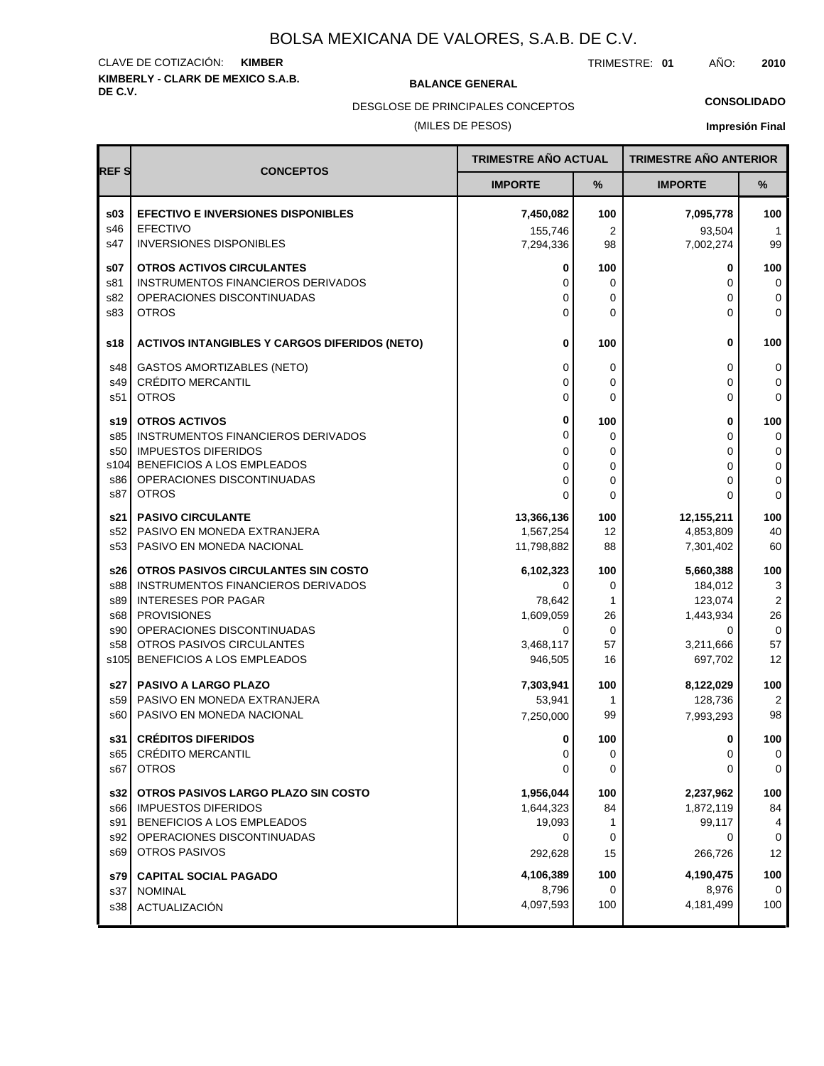# BOLSA MEXICANA DE VALORES, S.A.B. DE C.V.

CLAVE DE COTIZACIÓN: **KIMBER**

TRIMESTRE: **01** AÑO: **2010**

**KIMBERLY - CLARK DE MEXICO S.A.B. DE C.V.**

**BALANCE GENERAL**

DESGLOSE DE PRINCIPALES CONCEPTOS

(MILES DE PESOS)

**CONSOLIDADO**

**Impresión Final**

| REF S | CONCEPTOS | TRIMESTRE AÑO ACTUAL | | TRIMESTRE AÑO ANTERIOR | |
|---|---|---|---|---|---|
| | | IMPORTE | % | IMPORTE | % |
| **s03** | **EFECTIVO E INVERSIONES DISPONIBLES** | **7,450,082** | **100** | **7,095,778** | **100** |
| s46 | EFECTIVO | 155,746 | 2 | 93,504 | 1 |
| s47 | INVERSIONES DISPONIBLES | 7,294,336 | 98 | 7,002,274 | 99 |
| **s07** | **OTROS ACTIVOS CIRCULANTES** | **0** | **100** | **0** | **100** |
| s81 | INSTRUMENTOS FINANCIEROS DERIVADOS | 0 | 0 | 0 | 0 |
| s82 | OPERACIONES DISCONTINUADAS | 0 | 0 | 0 | 0 |
| s83 | OTROS | 0 | 0 | 0 | 0 |
| **s18** | **ACTIVOS INTANGIBLES Y CARGOS DIFERIDOS (NETO)** | **0** | **100** | **0** | **100** |
| s48 | GASTOS AMORTIZABLES (NETO) | 0 | 0 | 0 | 0 |
| s49 | CRÉDITO MERCANTIL | 0 | 0 | 0 | 0 |
| s51 | OTROS | 0 | 0 | 0 | 0 |
| **s19** | **OTROS ACTIVOS** | **0** | **100** | **0** | **100** |
| s85 | INSTRUMENTOS FINANCIEROS DERIVADOS | 0 | 0 | 0 | 0 |
| s50 | IMPUESTOS DIFERIDOS | 0 | 0 | 0 | 0 |
| s104 | BENEFICIOS A LOS EMPLEADOS | 0 | 0 | 0 | 0 |
| s86 | OPERACIONES DISCONTINUADAS | 0 | 0 | 0 | 0 |
| s87 | OTROS | 0 | 0 | 0 | 0 |
| **s21** | **PASIVO CIRCULANTE** | **13,366,136** | **100** | **12,155,211** | **100** |
| s52 | PASIVO EN MONEDA EXTRANJERA | 1,567,254 | 12 | 4,853,809 | 40 |
| s53 | PASIVO EN MONEDA NACIONAL | 11,798,882 | 88 | 7,301,402 | 60 |
| **s26** | **OTROS PASIVOS CIRCULANTES SIN COSTO** | **6,102,323** | **100** | **5,660,388** | **100** |
| s88 | INSTRUMENTOS FINANCIEROS DERIVADOS | 0 | 0 | 184,012 | 3 |
| s89 | INTERESES POR PAGAR | 78,642 | 1 | 123,074 | 2 |
| s68 | PROVISIONES | 1,609,059 | 26 | 1,443,934 | 26 |
| s90 | OPERACIONES DISCONTINUADAS | 0 | 0 | 0 | 0 |
| s58 | OTROS PASIVOS CIRCULANTES | 3,468,117 | 57 | 3,211,666 | 57 |
| s105 | BENEFICIOS A LOS EMPLEADOS | 946,505 | 16 | 697,702 | 12 |
| **s27** | **PASIVO A LARGO PLAZO** | **7,303,941** | **100** | **8,122,029** | **100** |
| s59 | PASIVO EN MONEDA EXTRANJERA | 53,941 | 1 | 128,736 | 2 |
| s60 | PASIVO EN MONEDA NACIONAL | 7,250,000 | 99 | 7,993,293 | 98 |
| **s31** | **CRÉDITOS DIFERIDOS** | **0** | **100** | **0** | **100** |
| s65 | CRÉDITO MERCANTIL | 0 | 0 | 0 | 0 |
| s67 | OTROS | 0 | 0 | 0 | 0 |
| **s32** | **OTROS PASIVOS LARGO PLAZO SIN COSTO** | **1,956,044** | **100** | **2,237,962** | **100** |
| s66 | IMPUESTOS DIFERIDOS | 1,644,323 | 84 | 1,872,119 | 84 |
| s91 | BENEFICIOS A LOS EMPLEADOS | 19,093 | 1 | 99,117 | 4 |
| s92 | OPERACIONES DISCONTINUADAS | 0 | 0 | 0 | 0 |
| s69 | OTROS PASIVOS | 292,628 | 15 | 266,726 | 12 |
| **s79** | **CAPITAL SOCIAL PAGADO** | **4,106,389** | **100** | **4,190,475** | **100** |
| s37 | NOMINAL | 8,796 | 0 | 8,976 | 0 |
| s38 | ACTUALIZACIÓN | 4,097,593 | 100 | 4,181,499 | 100 |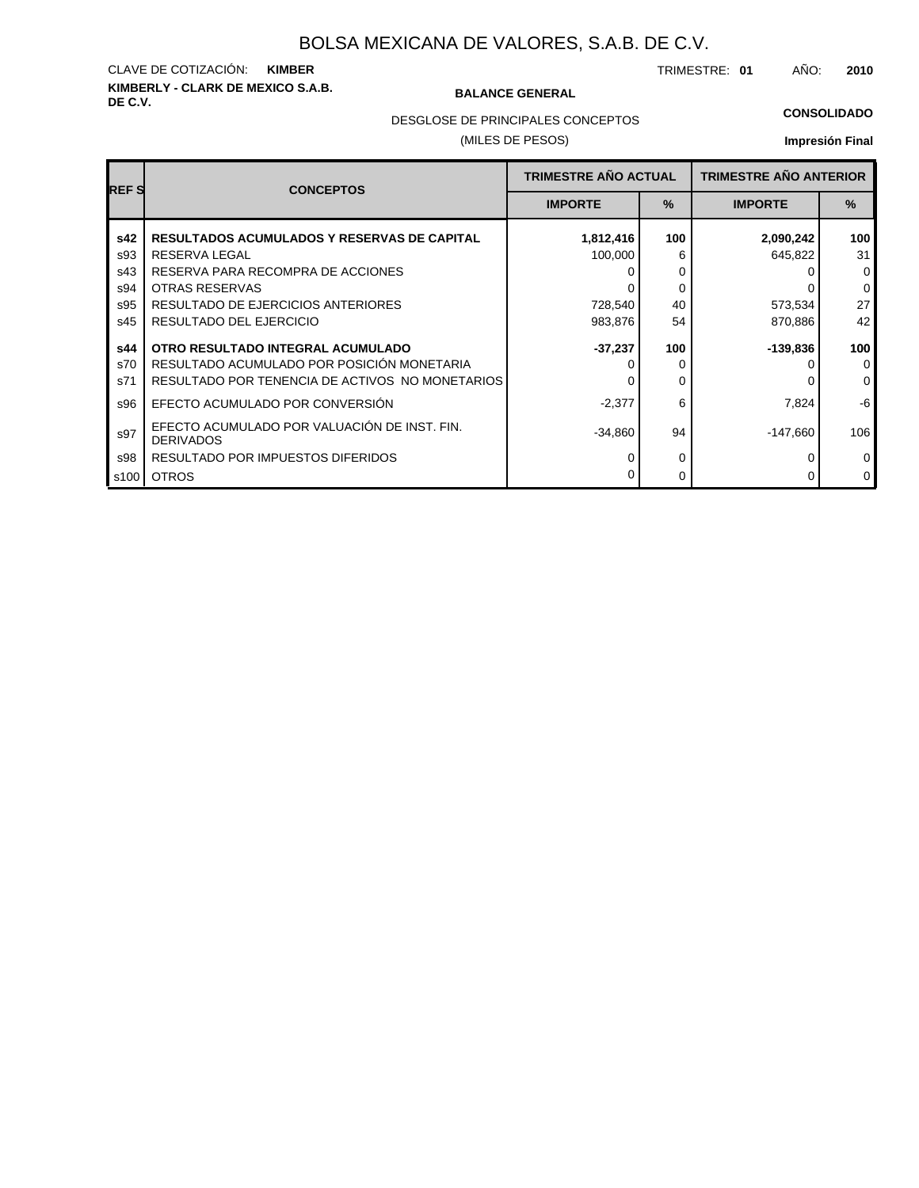BOLSA MEXICANA DE VALORES, S.A.B. DE C.V.

CLAVE DE COTIZACIÓN: **KIMBER**

TRIMESTRE: **01** AÑO: **2010**

**KIMBERLY - CLARK DE MEXICO S.A.B. DE C.V.**

**BALANCE GENERAL**

DESGLOSE DE PRINCIPALES CONCEPTOS

(MILES DE PESOS)

**CONSOLIDADO**

**Impresión Final**

| REF S | CONCEPTOS | TRIMESTRE AÑO ACTUAL | | TRIMESTRE AÑO ANTERIOR | |
|---|---|---|---|---|---|
| | | IMPORTE | % | IMPORTE | % |
| **s42** | **RESULTADOS ACUMULADOS Y RESERVAS DE CAPITAL** | **1,812,416** | **100** | **2,090,242** | **100** |
| s93 | RESERVA LEGAL | 100,000 | 6 | 645,822 | 31 |
| s43 | RESERVA PARA RECOMPRA DE ACCIONES | 0 | 0 | 0 | 0 |
| s94 | OTRAS RESERVAS | 0 | 0 | 0 | 0 |
| s95 | RESULTADO DE EJERCICIOS ANTERIORES | 728,540 | 40 | 573,534 | 27 |
| s45 | RESULTADO DEL EJERCICIO | 983,876 | 54 | 870,886 | 42 |
| **s44** | **OTRO RESULTADO INTEGRAL ACUMULADO** | **-37,237** | **100** | **-139,836** | **100** |
| s70 | RESULTADO ACUMULADO POR POSICIÓN MONETARIA | 0 | 0 | 0 | 0 |
| s71 | RESULTADO POR TENENCIA DE ACTIVOS NO MONETARIOS | 0 | 0 | 0 | 0 |
| s96 | EFECTO ACUMULADO POR CONVERSIÓN | -2,377 | 6 | 7,824 | -6 |
| s97 | EFECTO ACUMULADO POR VALUACIÓN DE INST. FIN. DERIVADOS | -34,860 | 94 | -147,660 | 106 |
| s98 | RESULTADO POR IMPUESTOS DIFERIDOS | 0 | 0 | 0 | 0 |
| s100 | OTROS | 0 | 0 | 0 | 0 |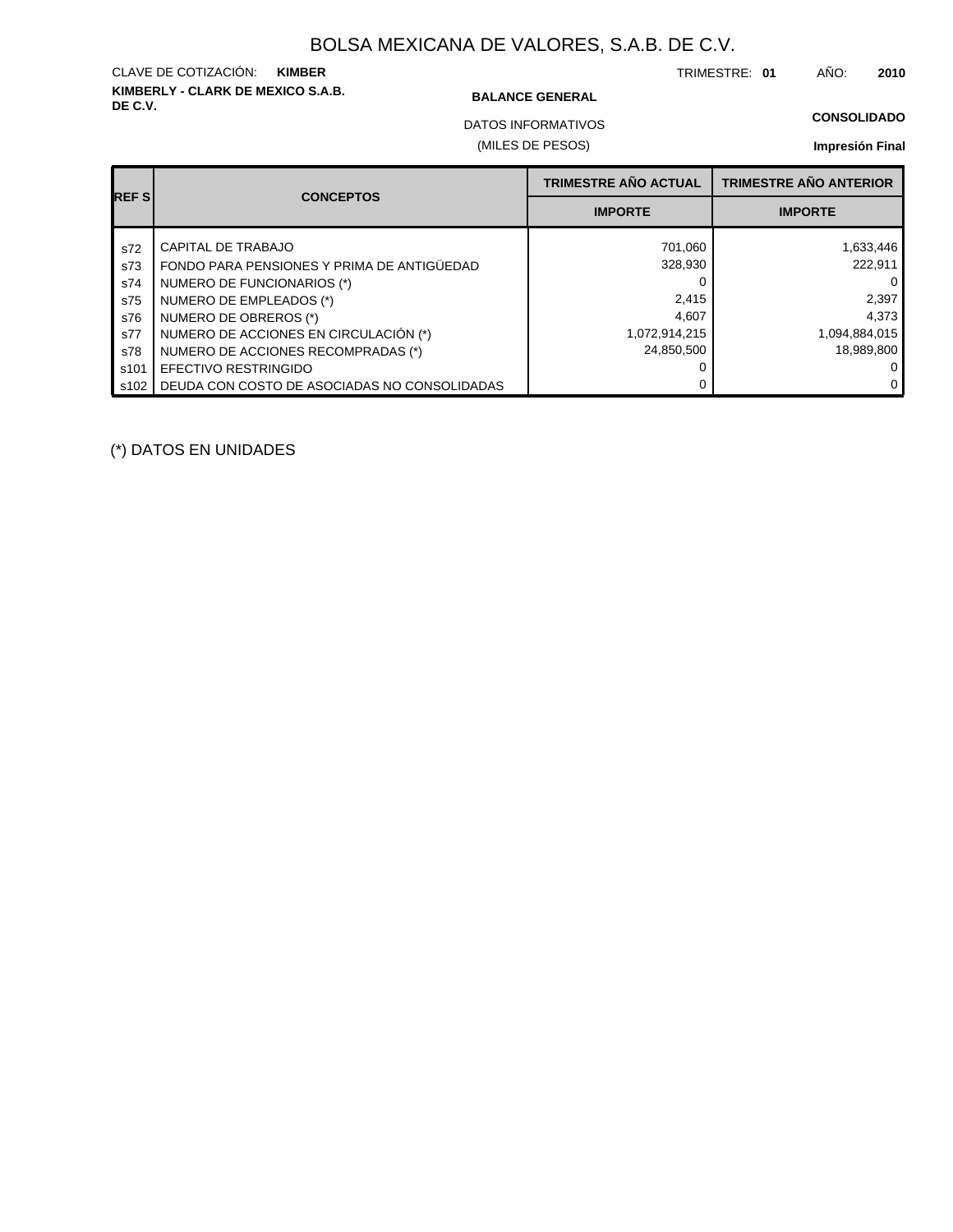# BOLSA MEXICANA DE VALORES, S.A.B. DE C.V.

CLAVE DE COTIZACIÓN: **KIMBER**

TRIMESTRE: **01** AÑO: **2010**

**KIMBERLY - CLARK DE MEXICO S.A.B. DE C.V.**

**BALANCE GENERAL**

DATOS INFORMATIVOS

(MILES DE PESOS)

**CONSOLIDADO**

**Impresión Final**

| REF S | CONCEPTOS | TRIMESTRE AÑO ACTUAL | TRIMESTRE AÑO ANTERIOR |
|---|---|---|---|
| | | IMPORTE | IMPORTE |
| s72 | CAPITAL DE TRABAJO | 701,060 | 1,633,446 |
| s73 | FONDO PARA PENSIONES Y PRIMA DE ANTIGÜEDAD | 328,930 | 222,911 |
| s74 | NUMERO DE FUNCIONARIOS (*) | 0 | 0 |
| s75 | NUMERO DE EMPLEADOS (*) | 2,415 | 2,397 |
| s76 | NUMERO DE OBREROS (*) | 4,607 | 4,373 |
| s77 | NUMERO DE ACCIONES EN CIRCULACIÓN (*) | 1,072,914,215 | 1,094,884,015 |
| s78 | NUMERO DE ACCIONES RECOMPRADAS (*) | 24,850,500 | 18,989,800 |
| s101 | EFECTIVO RESTRINGIDO | 0 | 0 |
| s102 | DEUDA CON COSTO DE ASOCIADAS NO CONSOLIDADAS | 0 | 0 |

(*) DATOS EN UNIDADES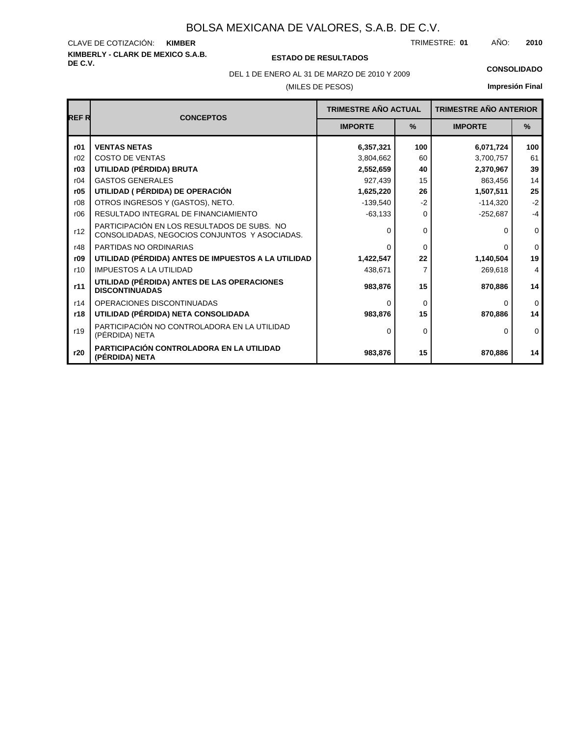# BOLSA MEXICANA DE VALORES, S.A.B. DE C.V.

CLAVE DE COTIZACIÓN: **KIMBER**

TRIMESTRE: **01** AÑO: **2010**

**KIMBERLY - CLARK DE MEXICO S.A.B. DE C.V.**

**ESTADO DE RESULTADOS**

DEL 1 DE ENERO AL 31 DE MARZO DE 2010 Y 2009

(MILES DE PESOS)

**CONSOLIDADO**

**Impresión Final**

| REF R | CONCEPTOS | TRIMESTRE AÑO ACTUAL | | TRIMESTRE AÑO ANTERIOR | |
|---|---|---|---|---|---|
| | | IMPORTE | % | IMPORTE | % |
| **r01** | **VENTAS NETAS** | **6,357,321** | **100** | **6,071,724** | **100** |
| r02 | COSTO DE VENTAS | 3,804,662 | 60 | 3,700,757 | 61 |
| **r03** | **UTILIDAD (PÉRDIDA) BRUTA** | **2,552,659** | **40** | **2,370,967** | **39** |
| r04 | GASTOS GENERALES | 927,439 | 15 | 863,456 | 14 |
| **r05** | **UTILIDAD ( PÉRDIDA) DE OPERACIÓN** | **1,625,220** | **26** | **1,507,511** | **25** |
| r08 | OTROS INGRESOS Y (GASTOS), NETO. | -139,540 | -2 | -114,320 | -2 |
| r06 | RESULTADO INTEGRAL DE FINANCIAMIENTO | -63,133 | 0 | -252,687 | -4 |
| r12 | PARTICIPACIÓN EN LOS RESULTADOS DE SUBS. NO CONSOLIDADAS, NEGOCIOS CONJUNTOS Y ASOCIADAS. | 0 | 0 | 0 | 0 |
| r48 | PARTIDAS NO ORDINARIAS | 0 | 0 | 0 | 0 |
| **r09** | **UTILIDAD (PÉRDIDA) ANTES DE IMPUESTOS A LA UTILIDAD** | **1,422,547** | **22** | **1,140,504** | **19** |
| r10 | IMPUESTOS A LA UTILIDAD | 438,671 | 7 | 269,618 | 4 |
| **r11** | **UTILIDAD (PÉRDIDA) ANTES DE LAS OPERACIONES DISCONTINUADAS** | **983,876** | **15** | **870,886** | **14** |
| r14 | OPERACIONES DISCONTINUADAS | 0 | 0 | 0 | 0 |
| **r18** | **UTILIDAD (PÉRDIDA) NETA CONSOLIDADA** | **983,876** | **15** | **870,886** | **14** |
| r19 | PARTICIPACIÓN NO CONTROLADORA EN LA UTILIDAD (PÉRDIDA) NETA | 0 | 0 | 0 | 0 |
| **r20** | **PARTICIPACIÓN CONTROLADORA EN LA UTILIDAD (PÉRDIDA) NETA** | **983,876** | **15** | **870,886** | **14** |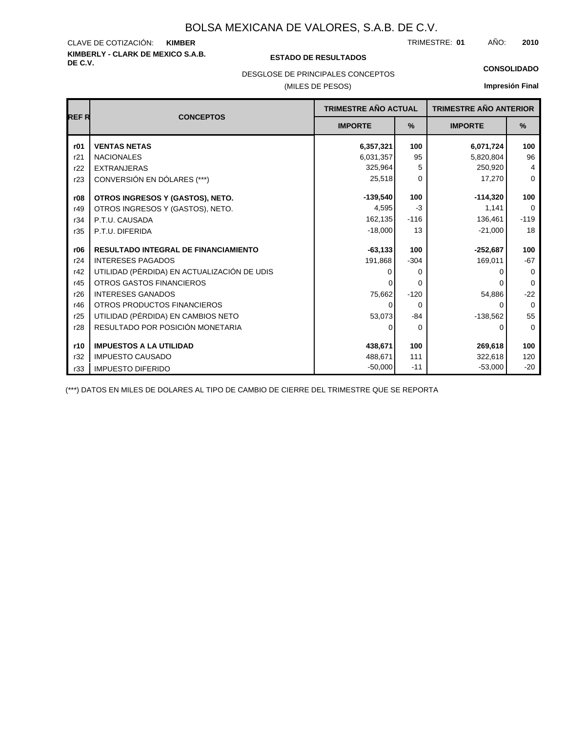# BOLSA MEXICANA DE VALORES, S.A.B. DE C.V.

CLAVE DE COTIZACIÓN: **KIMBER**

TRIMESTRE: **01** AÑO: **2010**

**KIMBERLY - CLARK DE MEXICO S.A.B. DE C.V.**

**ESTADO DE RESULTADOS**

DESGLOSE DE PRINCIPALES CONCEPTOS

(MILES DE PESOS)

**CONSOLIDADO**

**Impresión Final**

| REF R | CONCEPTOS | TRIMESTRE AÑO ACTUAL | | TRIMESTRE AÑO ANTERIOR | |
|---|---|---|---|---|---|
| | | IMPORTE | % | IMPORTE | % |
| **r01** | **VENTAS NETAS** | **6,357,321** | **100** | **6,071,724** | **100** |
| r21 | NACIONALES | 6,031,357 | 95 | 5,820,804 | 96 |
| r22 | EXTRANJERAS | 325,964 | 5 | 250,920 | 4 |
| r23 | CONVERSIÓN EN DÓLARES (***) | 25,518 | 0 | 17,270 | 0 |
| **r08** | **OTROS INGRESOS Y (GASTOS), NETO.** | **-139,540** | **100** | **-114,320** | **100** |
| r49 | OTROS INGRESOS Y (GASTOS), NETO. | 4,595 | -3 | 1,141 | 0 |
| r34 | P.T.U. CAUSADA | 162,135 | -116 | 136,461 | -119 |
| r35 | P.T.U. DIFERIDA | -18,000 | 13 | -21,000 | 18 |
| **r06** | **RESULTADO INTEGRAL DE FINANCIAMIENTO** | **-63,133** | **100** | **-252,687** | **100** |
| r24 | INTERESES PAGADOS | 191,868 | -304 | 169,011 | -67 |
| r42 | UTILIDAD (PÉRDIDA) EN ACTUALIZACIÓN DE UDIS | 0 | 0 | 0 | 0 |
| r45 | OTROS GASTOS FINANCIEROS | 0 | 0 | 0 | 0 |
| r26 | INTERESES GANADOS | 75,662 | -120 | 54,886 | -22 |
| r46 | OTROS PRODUCTOS FINANCIEROS | 0 | 0 | 0 | 0 |
| r25 | UTILIDAD (PÉRDIDA) EN CAMBIOS NETO | 53,073 | -84 | -138,562 | 55 |
| r28 | RESULTADO POR POSICIÓN MONETARIA | 0 | 0 | 0 | 0 |
| **r10** | **IMPUESTOS A LA UTILIDAD** | **438,671** | **100** | **269,618** | **100** |
| r32 | IMPUESTO CAUSADO | 488,671 | 111 | 322,618 | 120 |
| r33 | IMPUESTO DIFERIDO | -50,000 | -11 | -53,000 | -20 |

(***) DATOS EN MILES DE DOLARES AL TIPO DE CAMBIO DE CIERRE DEL TRIMESTRE QUE SE REPORTA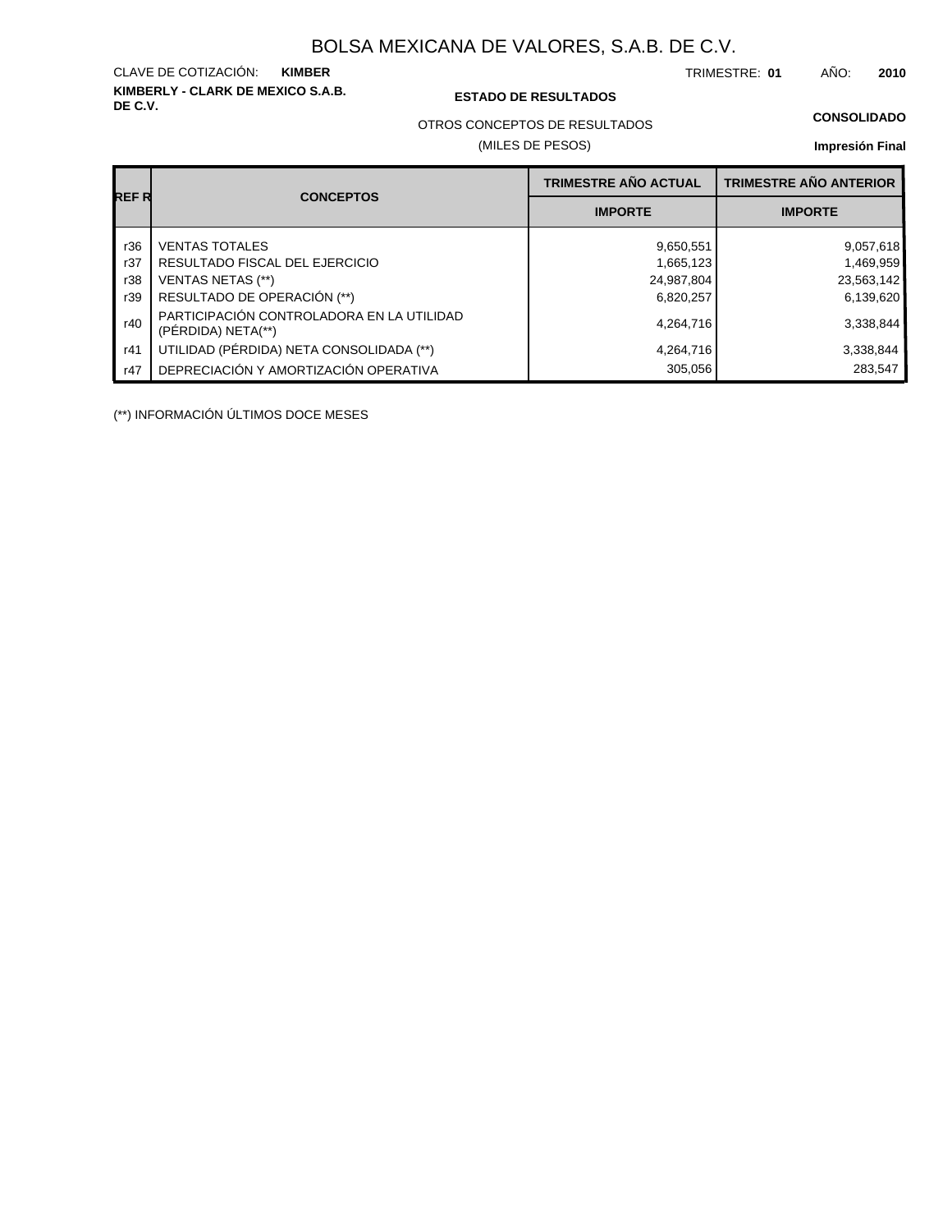# BOLSA MEXICANA DE VALORES, S.A.B. DE C.V.

CLAVE DE COTIZACIÓN: **KIMBER**

TRIMESTRE: **01** AÑO: **2010**

**KIMBERLY - CLARK DE MEXICO S.A.B. DE C.V.**

**ESTADO DE RESULTADOS**

OTROS CONCEPTOS DE RESULTADOS

(MILES DE PESOS)

**CONSOLIDADO**

**Impresión Final**

| REF R | CONCEPTOS | TRIMESTRE AÑO ACTUAL | TRIMESTRE AÑO ANTERIOR |
|---|---|---|---|
| | | IMPORTE | IMPORTE |
| r36 | VENTAS TOTALES | 9,650,551 | 9,057,618 |
| r37 | RESULTADO FISCAL DEL EJERCICIO | 1,665,123 | 1,469,959 |
| r38 | VENTAS NETAS (**) | 24,987,804 | 23,563,142 |
| r39 | RESULTADO DE OPERACIÓN (**) | 6,820,257 | 6,139,620 |
| r40 | PARTICIPACIÓN CONTROLADORA EN LA UTILIDAD (PÉRDIDA) NETA(**) | 4,264,716 | 3,338,844 |
| r41 | UTILIDAD (PÉRDIDA) NETA CONSOLIDADA (**) | 4,264,716 | 3,338,844 |
| r47 | DEPRECIACIÓN Y AMORTIZACIÓN OPERATIVA | 305,056 | 283,547 |

(**) INFORMACIÓN ÚLTIMOS DOCE MESES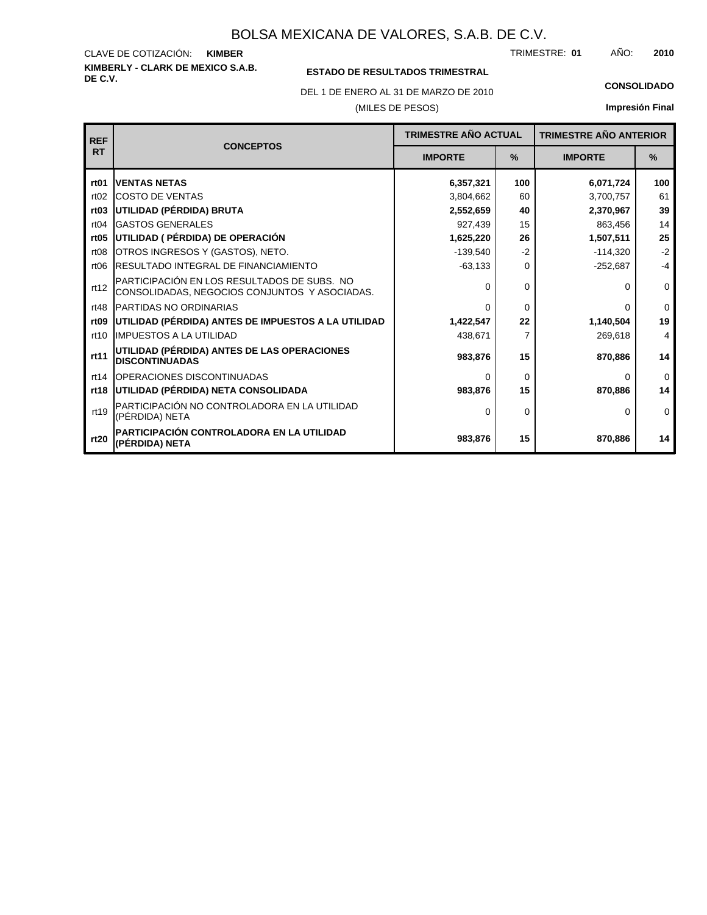# BOLSA MEXICANA DE VALORES, S.A.B. DE C.V.

CLAVE DE COTIZACIÓN: **KIMBER**

TRIMESTRE: **01** AÑO: **2010**

**KIMBERLY - CLARK DE MEXICO S.A.B. DE C.V.**

**ESTADO DE RESULTADOS TRIMESTRAL**

DEL 1 DE ENERO AL 31 DE MARZO DE 2010

(MILES DE PESOS)

**CONSOLIDADO**

**Impresión Final**

| REF RT | CONCEPTOS | TRIMESTRE AÑO ACTUAL | | TRIMESTRE AÑO ANTERIOR | |
|---|---|---|---|---|---|
| | | IMPORTE | % | IMPORTE | % |
| **rt01** | **VENTAS NETAS** | **6,357,321** | **100** | **6,071,724** | **100** |
| rt02 | COSTO DE VENTAS | 3,804,662 | 60 | 3,700,757 | 61 |
| **rt03** | **UTILIDAD (PÉRDIDA) BRUTA** | **2,552,659** | **40** | **2,370,967** | **39** |
| rt04 | GASTOS GENERALES | 927,439 | 15 | 863,456 | 14 |
| **rt05** | **UTILIDAD ( PÉRDIDA) DE OPERACIÓN** | **1,625,220** | **26** | **1,507,511** | **25** |
| rt08 | OTROS INGRESOS Y (GASTOS), NETO. | -139,540 | -2 | -114,320 | -2 |
| rt06 | RESULTADO INTEGRAL DE FINANCIAMIENTO | -63,133 | 0 | -252,687 | -4 |
| rt12 | PARTICIPACIÓN EN LOS RESULTADOS DE SUBS. NO CONSOLIDADAS, NEGOCIOS CONJUNTOS Y ASOCIADAS. | 0 | 0 | 0 | 0 |
| rt48 | PARTIDAS NO ORDINARIAS | 0 | 0 | 0 | 0 |
| **rt09** | **UTILIDAD (PÉRDIDA) ANTES DE IMPUESTOS A LA UTILIDAD** | **1,422,547** | **22** | **1,140,504** | **19** |
| rt10 | IMPUESTOS A LA UTILIDAD | 438,671 | 7 | 269,618 | 4 |
| **rt11** | **UTILIDAD (PÉRDIDA) ANTES DE LAS OPERACIONES DISCONTINUADAS** | **983,876** | **15** | **870,886** | **14** |
| rt14 | OPERACIONES DISCONTINUADAS | 0 | 0 | 0 | 0 |
| **rt18** | **UTILIDAD (PÉRDIDA) NETA CONSOLIDADA** | **983,876** | **15** | **870,886** | **14** |
| rt19 | PARTICIPACIÓN NO CONTROLADORA EN LA UTILIDAD (PÉRDIDA) NETA | 0 | 0 | 0 | 0 |
| **rt20** | **PARTICIPACIÓN CONTROLADORA EN LA UTILIDAD (PÉRDIDA) NETA** | **983,876** | **15** | **870,886** | **14** |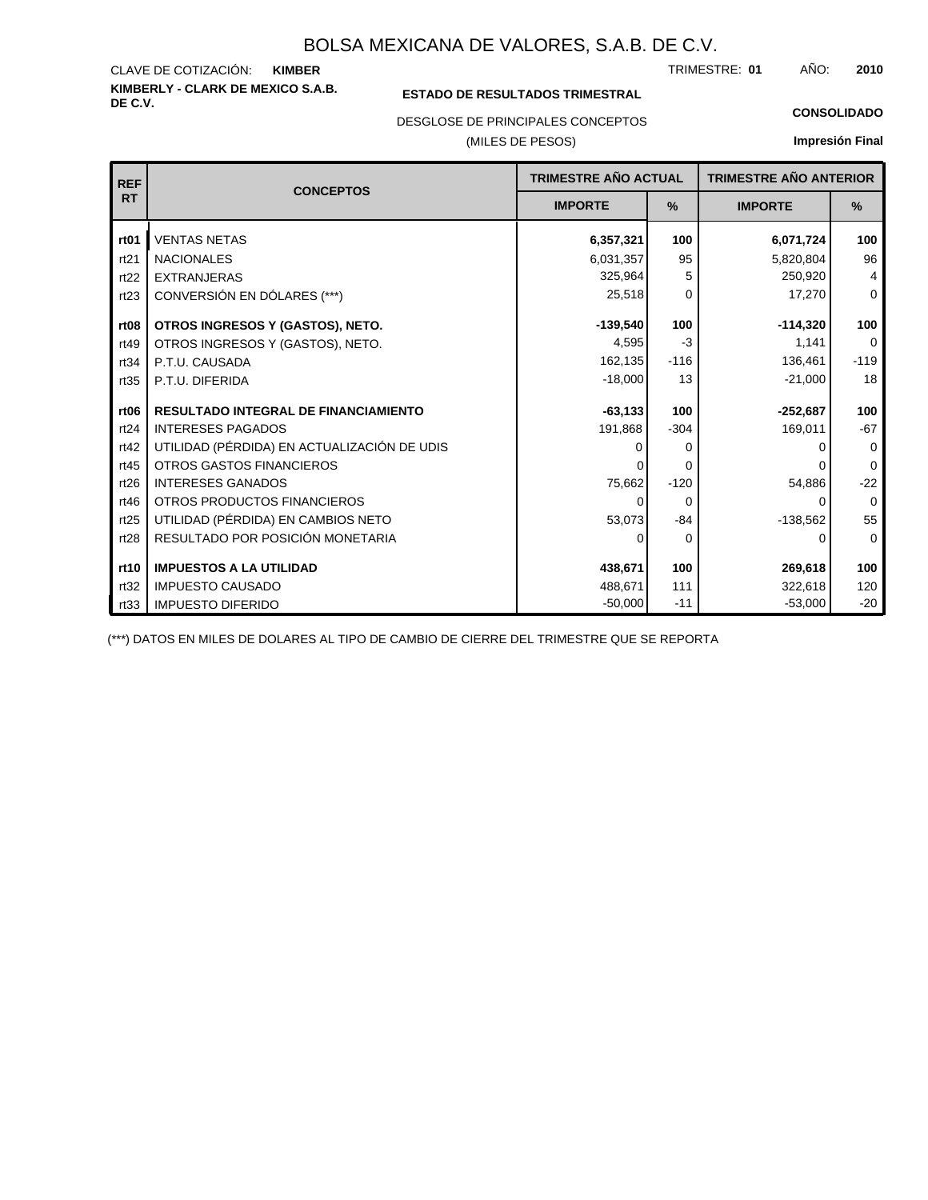# BOLSA MEXICANA DE VALORES, S.A.B. DE C.V.

CLAVE DE COTIZACIÓN: **KIMBER**

TRIMESTRE: **01** AÑO: **2010**

**KIMBERLY - CLARK DE MEXICO S.A.B. DE C.V.**

**ESTADO DE RESULTADOS TRIMESTRAL**

DESGLOSE DE PRINCIPALES CONCEPTOS

(MILES DE PESOS)

**CONSOLIDADO**

**Impresión Final**

| REF RT | CONCEPTOS | TRIMESTRE AÑO ACTUAL | | TRIMESTRE AÑO ANTERIOR | |
|---|---|---|---|---|---|
| | | IMPORTE | % | IMPORTE | % |
| **rt01** | VENTAS NETAS | **6,357,321** | **100** | **6,071,724** | **100** |
| rt21 | NACIONALES | 6,031,357 | 95 | 5,820,804 | 96 |
| rt22 | EXTRANJERAS | 325,964 | 5 | 250,920 | 4 |
| rt23 | CONVERSIÓN EN DÓLARES (***) | 25,518 | 0 | 17,270 | 0 |
| **rt08** | **OTROS INGRESOS Y (GASTOS), NETO.** | **-139,540** | **100** | **-114,320** | **100** |
| rt49 | OTROS INGRESOS Y (GASTOS), NETO. | 4,595 | -3 | 1,141 | 0 |
| rt34 | P.T.U. CAUSADA | 162,135 | -116 | 136,461 | -119 |
| rt35 | P.T.U. DIFERIDA | -18,000 | 13 | -21,000 | 18 |
| **rt06** | **RESULTADO INTEGRAL DE FINANCIAMIENTO** | **-63,133** | **100** | **-252,687** | **100** |
| rt24 | INTERESES PAGADOS | 191,868 | -304 | 169,011 | -67 |
| rt42 | UTILIDAD (PÉRDIDA) EN ACTUALIZACIÓN DE UDIS | 0 | 0 | 0 | 0 |
| rt45 | OTROS GASTOS FINANCIEROS | 0 | 0 | 0 | 0 |
| rt26 | INTERESES GANADOS | 75,662 | -120 | 54,886 | -22 |
| rt46 | OTROS PRODUCTOS FINANCIEROS | 0 | 0 | 0 | 0 |
| rt25 | UTILIDAD (PÉRDIDA) EN CAMBIOS NETO | 53,073 | -84 | -138,562 | 55 |
| rt28 | RESULTADO POR POSICIÓN MONETARIA | 0 | 0 | 0 | 0 |
| **rt10** | **IMPUESTOS A LA UTILIDAD** | **438,671** | **100** | **269,618** | **100** |
| rt32 | IMPUESTO CAUSADO | 488,671 | 111 | 322,618 | 120 |
| rt33 | IMPUESTO DIFERIDO | -50,000 | -11 | -53,000 | -20 |

(***) DATOS EN MILES DE DOLARES AL TIPO DE CAMBIO DE CIERRE DEL TRIMESTRE QUE SE REPORTA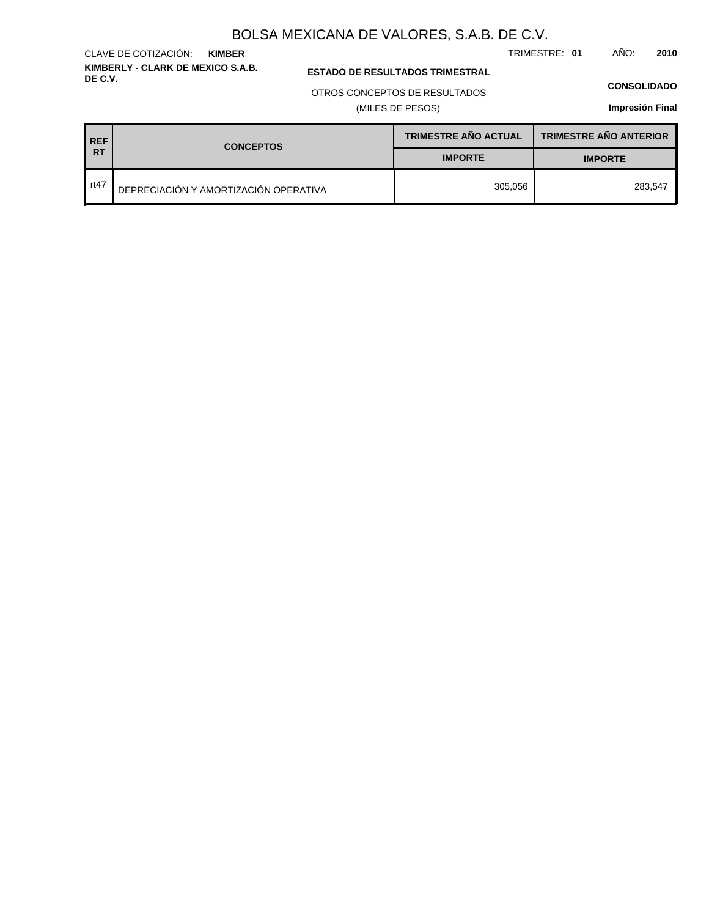# BOLSA MEXICANA DE VALORES, S.A.B. DE C.V.

CLAVE DE COTIZACIÓN: **KIMBER**

TRIMESTRE: **01** AÑO: **2010**

**KIMBERLY - CLARK DE MEXICO S.A.B. DE C.V.**

**ESTADO DE RESULTADOS TRIMESTRAL**

OTROS CONCEPTOS DE RESULTADOS

(MILES DE PESOS)

**CONSOLIDADO**

**Impresión Final**

| REF RT | CONCEPTOS | TRIMESTRE AÑO ACTUAL | TRIMESTRE AÑO ANTERIOR |
|---|---|---|---|
| | | IMPORTE | IMPORTE |
| rt47 | DEPRECIACIÓN Y AMORTIZACIÓN OPERATIVA | 305,056 | 283,547 |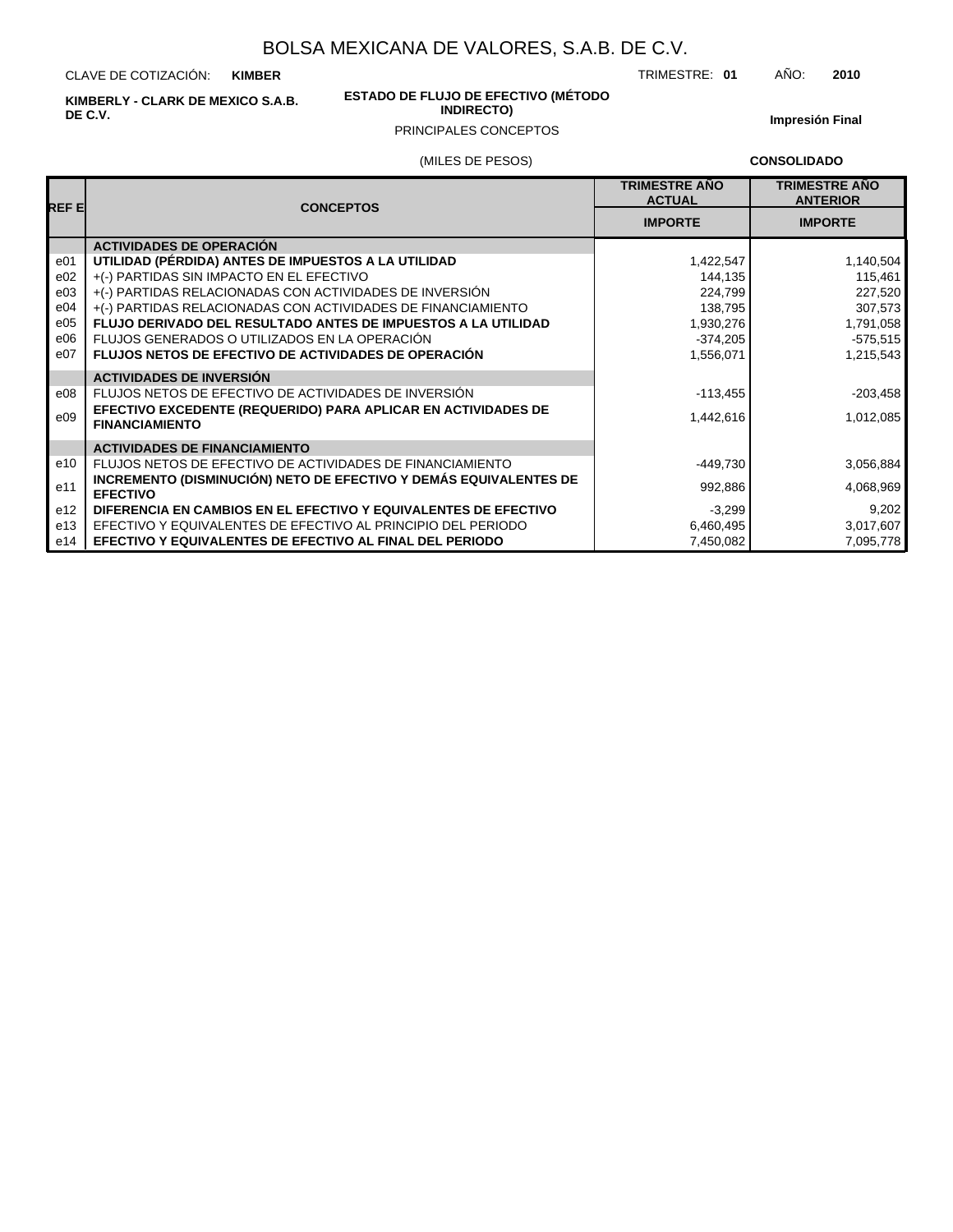# BOLSA MEXICANA DE VALORES, S.A.B. DE C.V.

CLAVE DE COTIZACIÓN: **KIMBER**

TRIMESTRE: **01** AÑO: **2010**

**KIMBERLY - CLARK DE MEXICO S.A.B. DE C.V.**

**ESTADO DE FLUJO DE EFECTIVO (MÉTODO INDIRECTO)**

PRINCIPALES CONCEPTOS

**Impresión Final**

(MILES DE PESOS)

**CONSOLIDADO**

| REF E | CONCEPTOS | TRIMESTRE AÑO ACTUAL | TRIMESTRE AÑO ANTERIOR |
|---|---|---|---|
| | | IMPORTE | IMPORTE |
| | **ACTIVIDADES DE OPERACIÓN** | | |
| e01 | **UTILIDAD (PÉRDIDA) ANTES DE IMPUESTOS A LA UTILIDAD** | 1,422,547 | 1,140,504 |
| e02 | +(-) PARTIDAS SIN IMPACTO EN EL EFECTIVO | 144,135 | 115,461 |
| e03 | +(-) PARTIDAS RELACIONADAS CON ACTIVIDADES DE INVERSIÓN | 224,799 | 227,520 |
| e04 | +(-) PARTIDAS RELACIONADAS CON ACTIVIDADES DE FINANCIAMIENTO | 138,795 | 307,573 |
| e05 | **FLUJO DERIVADO DEL RESULTADO ANTES DE IMPUESTOS A LA UTILIDAD** | 1,930,276 | 1,791,058 |
| e06 | FLUJOS GENERADOS O UTILIZADOS EN LA OPERACIÓN | -374,205 | -575,515 |
| e07 | **FLUJOS NETOS DE EFECTIVO DE ACTIVIDADES DE OPERACIÓN** | 1,556,071 | 1,215,543 |
| | **ACTIVIDADES DE INVERSIÓN** | | |
| e08 | FLUJOS NETOS DE EFECTIVO DE ACTIVIDADES DE INVERSIÓN | -113,455 | -203,458 |
| e09 | **EFECTIVO EXCEDENTE (REQUERIDO) PARA APLICAR EN ACTIVIDADES DE FINANCIAMIENTO** | 1,442,616 | 1,012,085 |
| | **ACTIVIDADES DE FINANCIAMIENTO** | | |
| e10 | FLUJOS NETOS DE EFECTIVO DE ACTIVIDADES DE FINANCIAMIENTO | -449,730 | 3,056,884 |
| e11 | **INCREMENTO (DISMINUCIÓN) NETO DE EFECTIVO Y DEMÁS EQUIVALENTES DE EFECTIVO** | 992,886 | 4,068,969 |
| e12 | **DIFERENCIA EN CAMBIOS EN EL EFECTIVO Y EQUIVALENTES DE EFECTIVO** | -3,299 | 9,202 |
| e13 | EFECTIVO Y EQUIVALENTES DE EFECTIVO AL PRINCIPIO DEL PERIODO | 6,460,495 | 3,017,607 |
| e14 | **EFECTIVO Y EQUIVALENTES DE EFECTIVO AL FINAL DEL PERIODO** | 7,450,082 | 7,095,778 |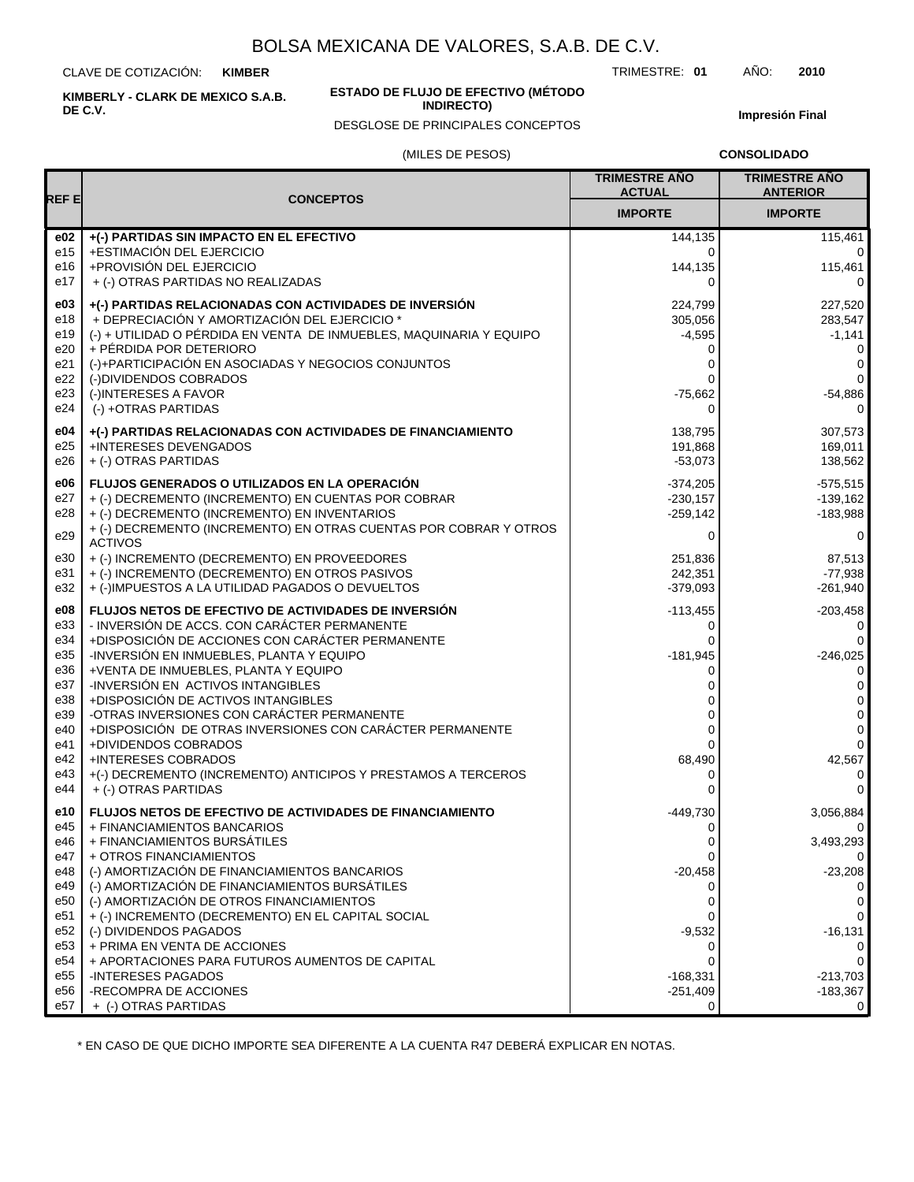# BOLSA MEXICANA DE VALORES, S.A.B. DE C.V.

CLAVE DE COTIZACIÓN: **KIMBER**

TRIMESTRE: **01** AÑO: **2010**

**KIMBERLY - CLARK DE MEXICO S.A.B. DE C.V.**

**ESTADO DE FLUJO DE EFECTIVO (MÉTODO INDIRECTO)**

DESGLOSE DE PRINCIPALES CONCEPTOS

**Impresión Final**

(MILES DE PESOS)

**CONSOLIDADO**

| REF E | CONCEPTOS | TRIMESTRE AÑO ACTUAL | TRIMESTRE AÑO ANTERIOR |
|---|---|---|---|
| | | IMPORTE | IMPORTE |
| **e02** | **+(-) PARTIDAS SIN IMPACTO EN EL EFECTIVO** | 144,135 | 115,461 |
| e15 | +ESTIMACIÓN DEL EJERCICIO | 0 | 0 |
| e16 | +PROVISIÓN DEL EJERCICIO | 144,135 | 115,461 |
| e17 | + (-) OTRAS PARTIDAS NO REALIZADAS | 0 | 0 |
| **e03** | **+(-) PARTIDAS RELACIONADAS CON ACTIVIDADES DE INVERSIÓN** | 224,799 | 227,520 |
| e18 | + DEPRECIACIÓN Y AMORTIZACIÓN DEL EJERCICIO * | 305,056 | 283,547 |
| e19 | (-) + UTILIDAD O PÉRDIDA EN VENTA DE INMUEBLES, MAQUINARIA Y EQUIPO | -4,595 | -1,141 |
| e20 | + PÉRDIDA POR DETERIORO | 0 | 0 |
| e21 | (-)+PARTICIPACIÓN EN ASOCIADAS Y NEGOCIOS CONJUNTOS | 0 | 0 |
| e22 | (-)DIVIDENDOS COBRADOS | 0 | 0 |
| e23 | (-)INTERESES A FAVOR | -75,662 | -54,886 |
| e24 | (-) +OTRAS PARTIDAS | 0 | 0 |
| **e04** | **+(-) PARTIDAS RELACIONADAS CON ACTIVIDADES DE FINANCIAMIENTO** | 138,795 | 307,573 |
| e25 | +INTERESES DEVENGADOS | 191,868 | 169,011 |
| e26 | + (-) OTRAS PARTIDAS | -53,073 | 138,562 |
| **e06** | **FLUJOS GENERADOS O UTILIZADOS EN LA OPERACIÓN** | -374,205 | -575,515 |
| e27 | + (-) DECREMENTO (INCREMENTO) EN CUENTAS POR COBRAR | -230,157 | -139,162 |
| e28 | + (-) DECREMENTO (INCREMENTO) EN INVENTARIOS | -259,142 | -183,988 |
| e29 | + (-) DECREMENTO (INCREMENTO) EN OTRAS CUENTAS POR COBRAR Y OTROS ACTIVOS | 0 | 0 |
| e30 | + (-) INCREMENTO (DECREMENTO) EN PROVEEDORES | 251,836 | 87,513 |
| e31 | + (-) INCREMENTO (DECREMENTO) EN OTROS PASIVOS | 242,351 | -77,938 |
| e32 | + (-)IMPUESTOS A LA UTILIDAD PAGADOS O DEVUELTOS | -379,093 | -261,940 |
| **e08** | **FLUJOS NETOS DE EFECTIVO DE ACTIVIDADES DE INVERSIÓN** | -113,455 | -203,458 |
| e33 | - INVERSIÓN DE ACCS. CON CARÁCTER PERMANENTE | 0 | 0 |
| e34 | +DISPOSICIÓN DE ACCIONES CON CARÁCTER PERMANENTE | 0 | 0 |
| e35 | -INVERSIÓN EN INMUEBLES, PLANTA Y EQUIPO | -181,945 | -246,025 |
| e36 | +VENTA DE INMUEBLES, PLANTA Y EQUIPO | 0 | 0 |
| e37 | -INVERSIÓN EN ACTIVOS INTANGIBLES | 0 | 0 |
| e38 | +DISPOSICIÓN DE ACTIVOS INTANGIBLES | 0 | 0 |
| e39 | -OTRAS INVERSIONES CON CARÁCTER PERMANENTE | 0 | 0 |
| e40 | +DISPOSICIÓN DE OTRAS INVERSIONES CON CARÁCTER PERMANENTE | 0 | 0 |
| e41 | +DIVIDENDOS COBRADOS | 0 | 0 |
| e42 | +INTERESES COBRADOS | 68,490 | 42,567 |
| e43 | +(-) DECREMENTO (INCREMENTO) ANTICIPOS Y PRESTAMOS A TERCEROS | 0 | 0 |
| e44 | + (-) OTRAS PARTIDAS | 0 | 0 |
| **e10** | **FLUJOS NETOS DE EFECTIVO DE ACTIVIDADES DE FINANCIAMIENTO** | -449,730 | 3,056,884 |
| e45 | + FINANCIAMIENTOS BANCARIOS | 0 | 0 |
| e46 | + FINANCIAMIENTOS BURSÁTILES | 0 | 3,493,293 |
| e47 | + OTROS FINANCIAMIENTOS | 0 | 0 |
| e48 | (-) AMORTIZACIÓN DE FINANCIAMIENTOS BANCARIOS | -20,458 | -23,208 |
| e49 | (-) AMORTIZACIÓN DE FINANCIAMIENTOS BURSÁTILES | 0 | 0 |
| e50 | (-) AMORTIZACIÓN DE OTROS FINANCIAMIENTOS | 0 | 0 |
| e51 | + (-) INCREMENTO (DECREMENTO) EN EL CAPITAL SOCIAL | 0 | 0 |
| e52 | (-) DIVIDENDOS PAGADOS | -9,532 | -16,131 |
| e53 | + PRIMA EN VENTA DE ACCIONES | 0 | 0 |
| e54 | + APORTACIONES PARA FUTUROS AUMENTOS DE CAPITAL | 0 | 0 |
| e55 | -INTERESES PAGADOS | -168,331 | -213,703 |
| e56 | -RECOMPRA DE ACCIONES | -251,409 | -183,367 |
| e57 | + (-) OTRAS PARTIDAS | 0 | 0 |

\* EN CASO DE QUE DICHO IMPORTE SEA DIFERENTE A LA CUENTA R47 DEBERÁ EXPLICAR EN NOTAS.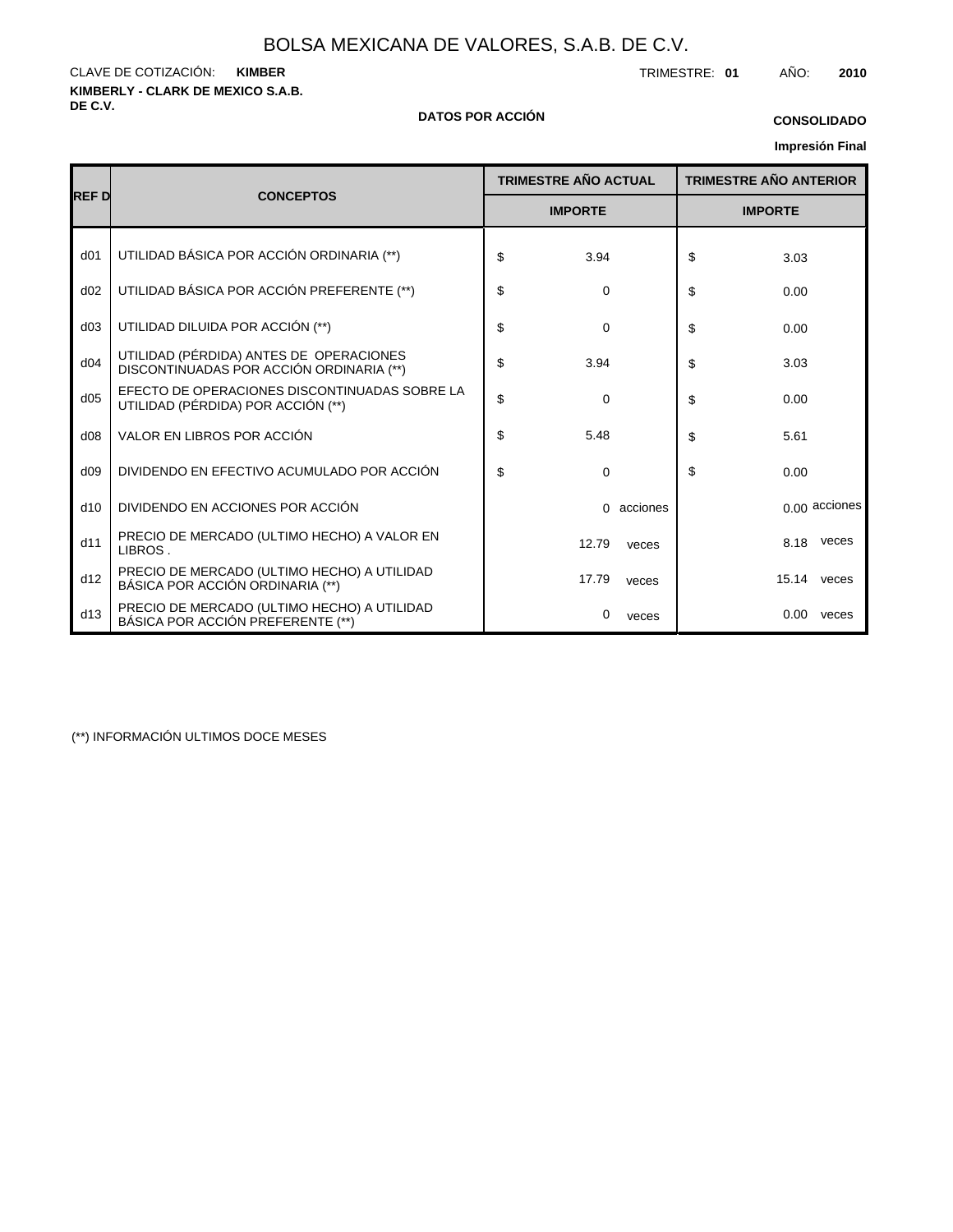# BOLSA MEXICANA DE VALORES, S.A.B. DE C.V.

CLAVE DE COTIZACIÓN: **KIMBER**

TRIMESTRE: **01** AÑO: **2010**

**KIMBERLY - CLARK DE MEXICO S.A.B. DE C.V.**

**DATOS POR ACCIÓN**

**CONSOLIDADO**

**Impresión Final**

| REF D | CONCEPTOS | TRIMESTRE AÑO ACTUAL | TRIMESTRE AÑO ANTERIOR |
|---|---|---|---|
| | | IMPORTE | IMPORTE |
| d01 | UTILIDAD BÁSICA POR ACCIÓN ORDINARIA (**) | $ 3.94 | $ 3.03 |
| d02 | UTILIDAD BÁSICA POR ACCIÓN PREFERENTE (**) | $ 0 | $ 0.00 |
| d03 | UTILIDAD DILUIDA POR ACCIÓN (**) | $ 0 | $ 0.00 |
| d04 | UTILIDAD (PÉRDIDA) ANTES DE OPERACIONES DISCONTINUADAS POR ACCIÓN ORDINARIA (**) | $ 3.94 | $ 3.03 |
| d05 | EFECTO DE OPERACIONES DISCONTINUADAS SOBRE LA UTILIDAD (PÉRDIDA) POR ACCIÓN (**) | $ 0 | $ 0.00 |
| d08 | VALOR EN LIBROS POR ACCIÓN | $ 5.48 | $ 5.61 |
| d09 | DIVIDENDO EN EFECTIVO ACUMULADO POR ACCIÓN | $ 0 | $ 0.00 |
| d10 | DIVIDENDO EN ACCIONES POR ACCIÓN | 0 acciones | 0.00 acciones |
| d11 | PRECIO DE MERCADO (ULTIMO HECHO) A VALOR EN LIBROS . | 12.79 veces | 8.18 veces |
| d12 | PRECIO DE MERCADO (ULTIMO HECHO) A UTILIDAD BÁSICA POR ACCIÓN ORDINARIA (**) | 17.79 veces | 15.14 veces |
| d13 | PRECIO DE MERCADO (ULTIMO HECHO) A UTILIDAD BÁSICA POR ACCIÓN PREFERENTE (**) | 0 veces | 0.00 veces |

(**) INFORMACIÓN ULTIMOS DOCE MESES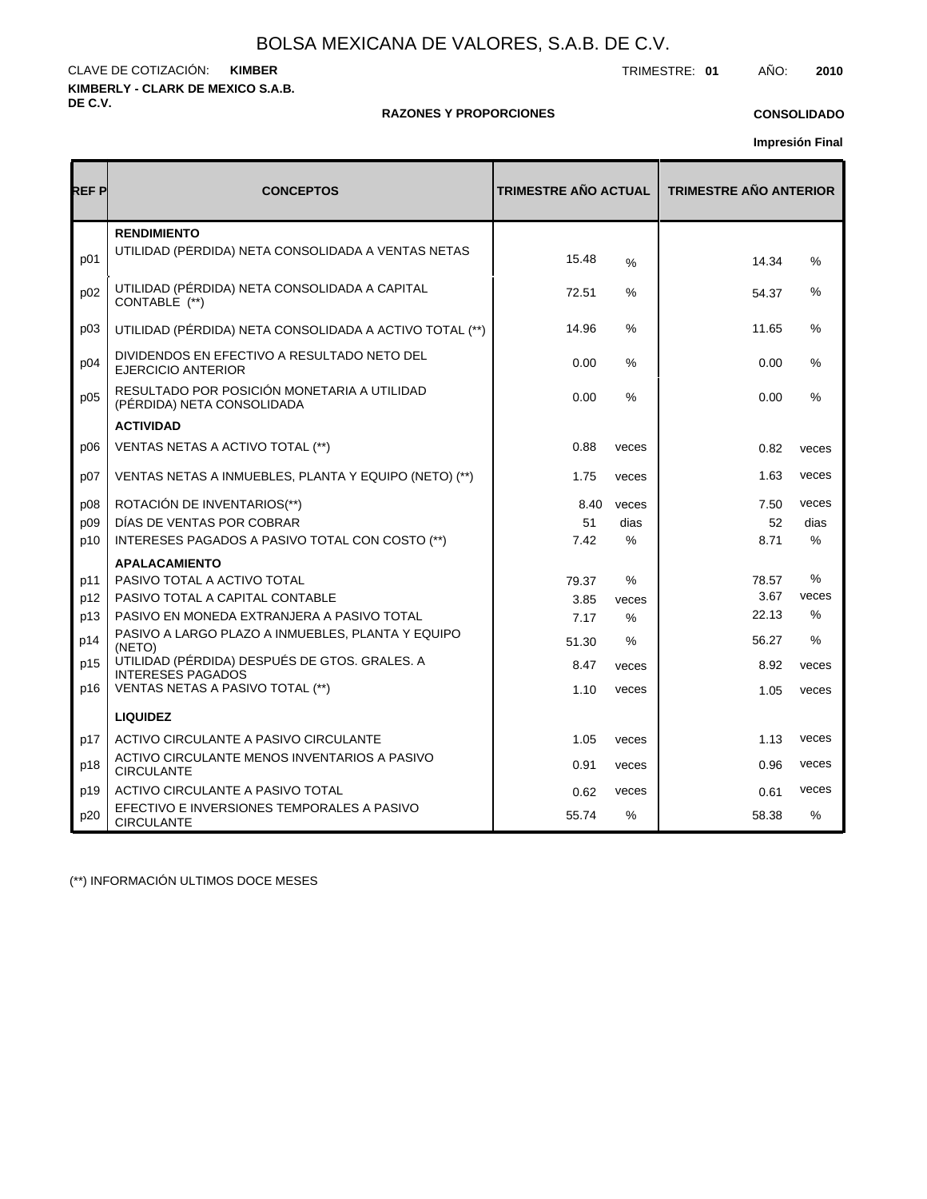# BOLSA MEXICANA DE VALORES, S.A.B. DE C.V.

CLAVE DE COTIZACIÓN: **KIMBER**

**KIMBERLY - CLARK DE MEXICO S.A.B. DE C.V.**

TRIMESTRE: **01** AÑO: **2010**

**RAZONES Y PROPORCIONES**

**CONSOLIDADO**

**Impresión Final**

| REF P | CONCEPTOS | TRIMESTRE AÑO ACTUAL | | TRIMESTRE AÑO ANTERIOR | |
|---|---|---|---|---|---|
| | **RENDIMIENTO** | | | | |
| p01 | UTILIDAD (PÉRDIDA) NETA CONSOLIDADA A VENTAS NETAS | 15.48 | % | 14.34 | % |
| p02 | UTILIDAD (PÉRDIDA) NETA CONSOLIDADA A CAPITAL CONTABLE (**) | 72.51 | % | 54.37 | % |
| p03 | UTILIDAD (PÉRDIDA) NETA CONSOLIDADA A ACTIVO TOTAL (**) | 14.96 | % | 11.65 | % |
| p04 | DIVIDENDOS EN EFECTIVO A RESULTADO NETO DEL EJERCICIO ANTERIOR | 0.00 | % | 0.00 | % |
| p05 | RESULTADO POR POSICIÓN MONETARIA A UTILIDAD (PÉRDIDA) NETA CONSOLIDADA | 0.00 | % | 0.00 | % |
| | **ACTIVIDAD** | | | | |
| p06 | VENTAS NETAS A ACTIVO TOTAL (**) | 0.88 | veces | 0.82 | veces |
| p07 | VENTAS NETAS A INMUEBLES, PLANTA Y EQUIPO (NETO) (**) | 1.75 | veces | 1.63 | veces |
| p08 | ROTACIÓN DE INVENTARIOS(**) | 8.40 | veces | 7.50 | veces |
| p09 | DÍAS DE VENTAS POR COBRAR | 51 | dias | 52 | dias |
| p10 | INTERESES PAGADOS A PASIVO TOTAL CON COSTO (**) | 7.42 | % | 8.71 | % |
| | **APALACAMIENTO** | | | | |
| p11 | PASIVO TOTAL A ACTIVO TOTAL | 79.37 | % | 78.57 | % |
| p12 | PASIVO TOTAL A CAPITAL CONTABLE | 3.85 | veces | 3.67 | veces |
| p13 | PASIVO EN MONEDA EXTRANJERA A PASIVO TOTAL | 7.17 | % | 22.13 | % |
| p14 | PASIVO A LARGO PLAZO A INMUEBLES, PLANTA Y EQUIPO (NETO) | 51.30 | % | 56.27 | % |
| p15 | UTILIDAD (PÉRDIDA) DESPUÉS DE GTOS. GRALES. A INTERESES PAGADOS | 8.47 | veces | 8.92 | veces |
| p16 | VENTAS NETAS A PASIVO TOTAL (**) | 1.10 | veces | 1.05 | veces |
| | **LIQUIDEZ** | | | | |
| p17 | ACTIVO CIRCULANTE A PASIVO CIRCULANTE | 1.05 | veces | 1.13 | veces |
| p18 | ACTIVO CIRCULANTE MENOS INVENTARIOS A PASIVO CIRCULANTE | 0.91 | veces | 0.96 | veces |
| p19 | ACTIVO CIRCULANTE A PASIVO TOTAL | 0.62 | veces | 0.61 | veces |
| p20 | EFECTIVO E INVERSIONES TEMPORALES A PASIVO CIRCULANTE | 55.74 | % | 58.38 | % |

(**) INFORMACIÓN ULTIMOS DOCE MESES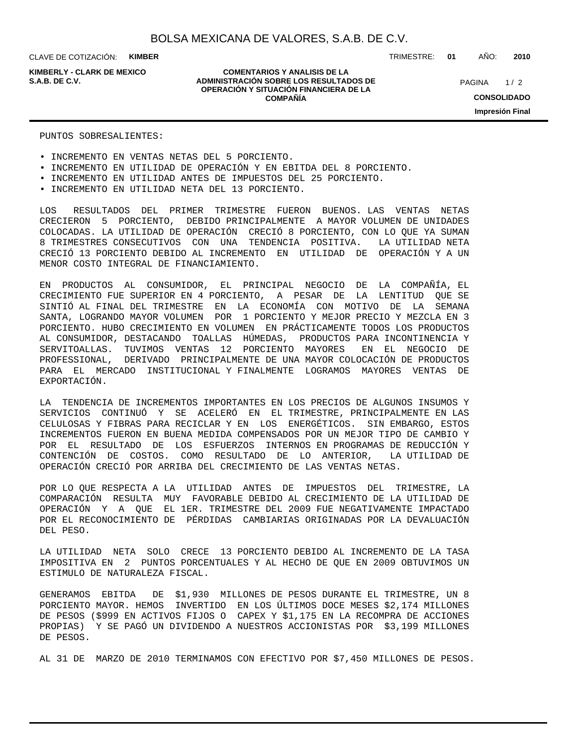PUNTOS SOBRESALIENTES:

- INCREMENTO EN VENTAS NETAS DEL 5 PORCIENTO.
- INCREMENTO EN UTILIDAD DE OPERACIÓN Y EN EBITDA DEL 8 PORCIENTO.
- INCREMENTO EN UTILIDAD ANTES DE IMPUESTOS DEL 25 PORCIENTO.
- INCREMENTO EN UTILIDAD NETA DEL 13 PORCIENTO.

LOS RESULTADOS DEL PRIMER TRIMESTRE FUERON BUENOS. LAS VENTAS NETAS CRECIERON 5 PORCIENTO, DEBIDO PRINCIPALMENTE A MAYOR VOLUMEN DE UNIDADES COLOCADAS. LA UTILIDAD DE OPERACIÓN CRECIÓ 8 PORCIENTO, CON LO QUE YA SUMAN 8 TRIMESTRES CONSECUTIVOS CON UNA TENDENCIA POSITIVA. LA UTILIDAD NETA CRECIÓ 13 PORCIENTO DEBIDO AL INCREMENTO EN UTILIDAD DE OPERACIÓN Y A UN MENOR COSTO INTEGRAL DE FINANCIAMIENTO.

EN PRODUCTOS AL CONSUMIDOR, EL PRINCIPAL NEGOCIO DE LA COMPAÑÍA, EL CRECIMIENTO FUE SUPERIOR EN 4 PORCIENTO, A PESAR DE LA LENTITUD QUE SE SINTIÓ AL FINAL DEL TRIMESTRE EN LA ECONOMÍA CON MOTIVO DE LA SEMANA SANTA, LOGRANDO MAYOR VOLUMEN POR 1 PORCIENTO Y MEJOR PRECIO Y MEZCLA EN 3 PORCIENTO. HUBO CRECIMIENTO EN VOLUMEN EN PRÁCTICAMENTE TODOS LOS PRODUCTOS AL CONSUMIDOR, DESTACANDO TOALLAS HÚMEDAS, PRODUCTOS PARA INCONTINENCIA Y SERVITOALLAS. TUVIMOS VENTAS 12 PORCIENTO MAYORES EN EL NEGOCIO DE PROFESSIONAL, DERIVADO PRINCIPALMENTE DE UNA MAYOR COLOCACIÓN DE PRODUCTOS PARA EL MERCADO INSTITUCIONAL Y FINALMENTE LOGRAMOS MAYORES VENTAS DE EXPORTACIÓN.

LA TENDENCIA DE INCREMENTOS IMPORTANTES EN LOS PRECIOS DE ALGUNOS INSUMOS Y SERVICIOS CONTINUÓ Y SE ACELERÓ EN EL TRIMESTRE, PRINCIPALMENTE EN LAS CELULOSAS Y FIBRAS PARA RECICLAR Y EN LOS ENERGÉTICOS. SIN EMBARGO, ESTOS INCREMENTOS FUERON EN BUENA MEDIDA COMPENSADOS POR UN MEJOR TIPO DE CAMBIO Y POR EL RESULTADO DE LOS ESFUERZOS INTERNOS EN PROGRAMAS DE REDUCCIÓN Y CONTENCIÓN DE COSTOS. COMO RESULTADO DE LO ANTERIOR, LA UTILIDAD DE OPERACIÓN CRECIÓ POR ARRIBA DEL CRECIMIENTO DE LAS VENTAS NETAS.

POR LO QUE RESPECTA A LA UTILIDAD ANTES DE IMPUESTOS DEL TRIMESTRE, LA COMPARACIÓN RESULTA MUY FAVORABLE DEBIDO AL CRECIMIENTO DE LA UTILIDAD DE OPERACIÓN Y A QUE EL 1ER. TRIMESTRE DEL 2009 FUE NEGATIVAMENTE IMPACTADO POR EL RECONOCIMIENTO DE PÉRDIDAS CAMBIARIAS ORIGINADAS POR LA DEVALUACIÓN DEL PESO.

LA UTILIDAD NETA SOLO CRECE 13 PORCIENTO DEBIDO AL INCREMENTO DE LA TASA IMPOSITIVA EN 2 PUNTOS PORCENTUALES Y AL HECHO DE QUE EN 2009 OBTUVIMOS UN ESTIMULO DE NATURALEZA FISCAL.

GENERAMOS EBITDA DE $1,930 MILLONES DE PESOS DURANTE EL TRIMESTRE, UN 8 PORCIENTO MAYOR. HEMOS INVERTIDO EN LOS ÚLTIMOS DOCE MESES $2,174 MILLONES DE PESOS ($999 EN ACTIVOS FIJOS O CAPEX Y $1,175 EN LA RECOMPRA DE ACCIONES PROPIAS) Y SE PAGÓ UN DIVIDENDO A NUESTROS ACCIONISTAS POR $3,199 MILLONES DE PESOS.

AL 31 DE MARZO DE 2010 TERMINAMOS CON EFECTIVO POR $7,450 MILLONES DE PESOS.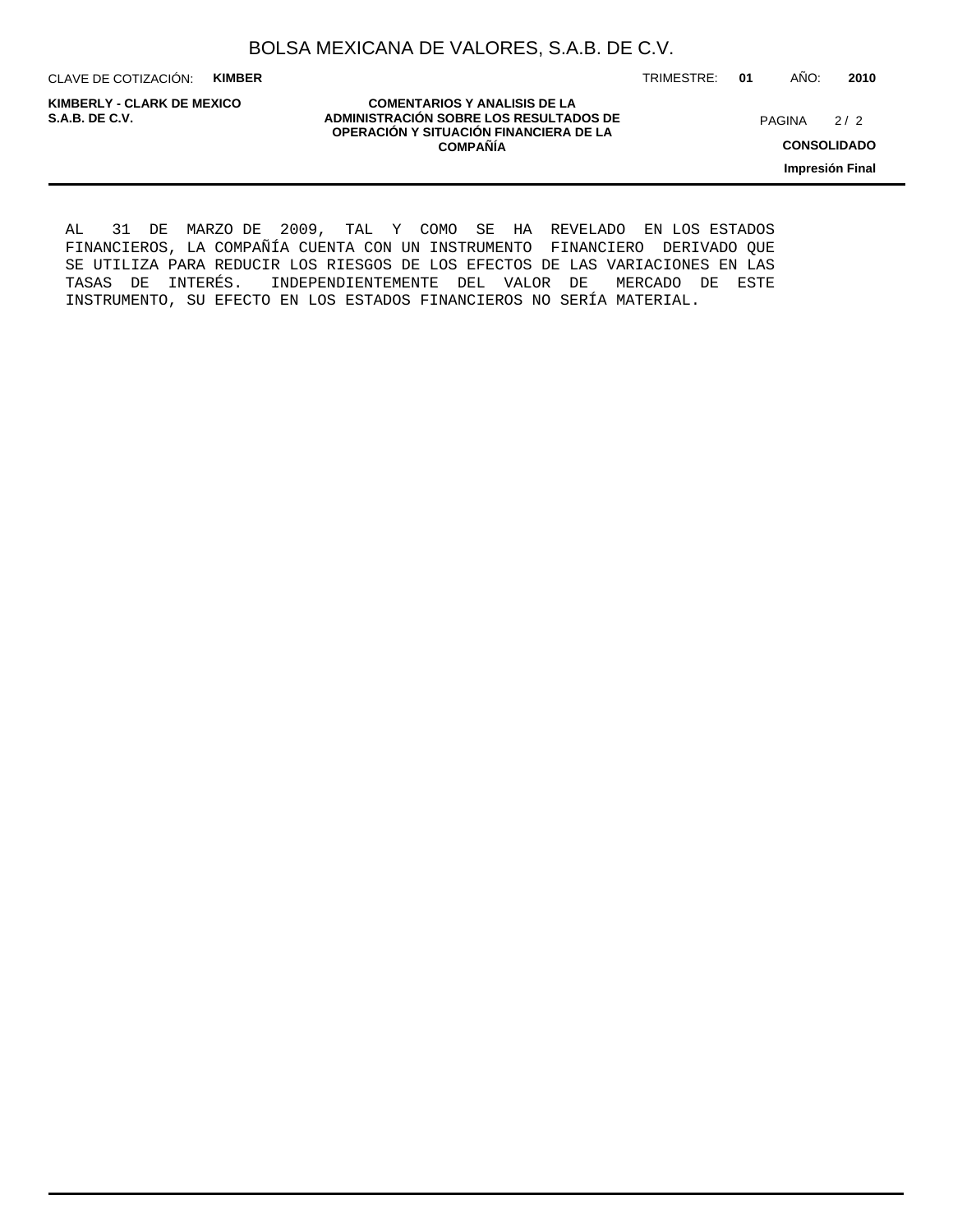AL 31 DE MARZO DE 2009, TAL Y COMO SE HA REVELADO EN LOS ESTADOS FINANCIEROS, LA COMPAÑÍA CUENTA CON UN INSTRUMENTO FINANCIERO DERIVADO QUE SE UTILIZA PARA REDUCIR LOS RIESGOS DE LOS EFECTOS DE LAS VARIACIONES EN LAS TASAS DE INTERÉS. INDEPENDIENTEMENTE DEL VALOR DE MERCADO DE ESTE INSTRUMENTO, SU EFECTO EN LOS ESTADOS FINANCIEROS NO SERÍA MATERIAL.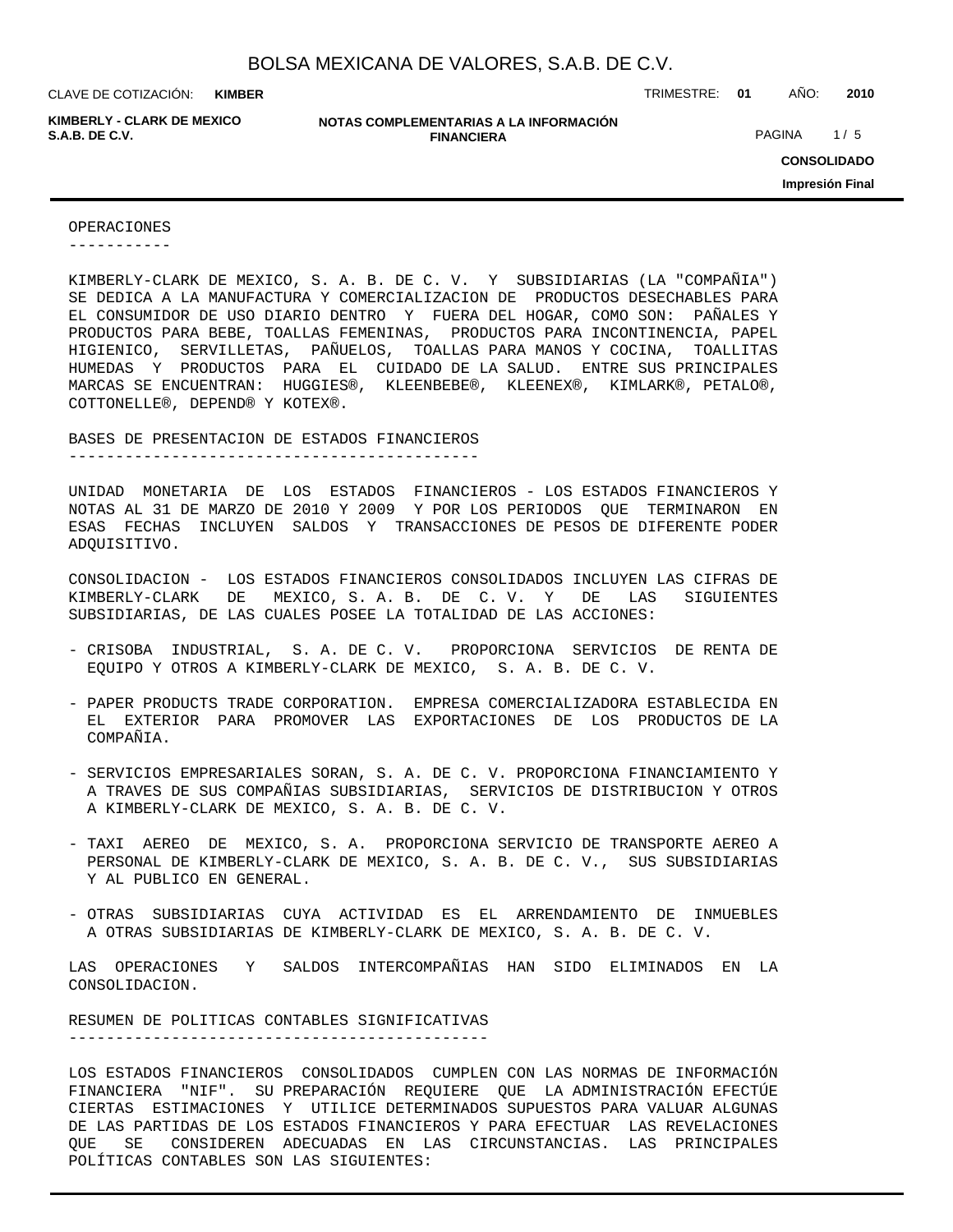## OPERACIONES

KIMBERLY-CLARK DE MEXICO, S. A. B. DE C. V. Y SUBSIDIARIAS (LA "COMPAÑIA") SE DEDICA A LA MANUFACTURA Y COMERCIALIZACION DE PRODUCTOS DESECHABLES PARA EL CONSUMIDOR DE USO DIARIO DENTRO Y FUERA DEL HOGAR, COMO SON: PAÑALES Y PRODUCTOS PARA BEBE, TOALLAS FEMENINAS, PRODUCTOS PARA INCONTINENCIA, PAPEL HIGIENICO, SERVILLETAS, PAÑUELOS, TOALLAS PARA MANOS Y COCINA, TOALLITAS HUMEDAS Y PRODUCTOS PARA EL CUIDADO DE LA SALUD. ENTRE SUS PRINCIPALES MARCAS SE ENCUENTRAN: HUGGIES®, KLEENBEBE®, KLEENEX®, KIMLARK®, PETALO®, COTTONELLE®, DEPEND® Y KOTEX®.

## BASES DE PRESENTACION DE ESTADOS FINANCIEROS

UNIDAD MONETARIA DE LOS ESTADOS FINANCIEROS - LOS ESTADOS FINANCIEROS Y NOTAS AL 31 DE MARZO DE 2010 Y 2009 Y POR LOS PERIODOS QUE TERMINARON EN ESAS FECHAS INCLUYEN SALDOS Y TRANSACCIONES DE PESOS DE DIFERENTE PODER ADQUISITIVO.

CONSOLIDACION - LOS ESTADOS FINANCIEROS CONSOLIDADOS INCLUYEN LAS CIFRAS DE KIMBERLY-CLARK DE MEXICO, S. A. B. DE C. V. Y DE LAS SIGUIENTES SUBSIDIARIAS, DE LAS CUALES POSEE LA TOTALIDAD DE LAS ACCIONES:

- CRISOBA INDUSTRIAL, S. A. DE C. V. PROPORCIONA SERVICIOS DE RENTA DE EQUIPO Y OTROS A KIMBERLY-CLARK DE MEXICO, S. A. B. DE C. V.
- PAPER PRODUCTS TRADE CORPORATION. EMPRESA COMERCIALIZADORA ESTABLECIDA EN EL EXTERIOR PARA PROMOVER LAS EXPORTACIONES DE LOS PRODUCTOS DE LA COMPAÑIA.
- SERVICIOS EMPRESARIALES SORAN, S. A. DE C. V. PROPORCIONA FINANCIAMIENTO Y A TRAVES DE SUS COMPAÑIAS SUBSIDIARIAS, SERVICIOS DE DISTRIBUCION Y OTROS A KIMBERLY-CLARK DE MEXICO, S. A. B. DE C. V.
- TAXI AEREO DE MEXICO, S. A. PROPORCIONA SERVICIO DE TRANSPORTE AEREO A PERSONAL DE KIMBERLY-CLARK DE MEXICO, S. A. B. DE C. V., SUS SUBSIDIARIAS Y AL PUBLICO EN GENERAL.
- OTRAS SUBSIDIARIAS CUYA ACTIVIDAD ES EL ARRENDAMIENTO DE INMUEBLES A OTRAS SUBSIDIARIAS DE KIMBERLY-CLARK DE MEXICO, S. A. B. DE C. V.

LAS OPERACIONES Y SALDOS INTERCOMPAÑIAS HAN SIDO ELIMINADOS EN LA CONSOLIDACION.

## RESUMEN DE POLITICAS CONTABLES SIGNIFICATIVAS

LOS ESTADOS FINANCIEROS CONSOLIDADOS CUMPLEN CON LAS NORMAS DE INFORMACIÓN FINANCIERA "NIF". SU PREPARACIÓN REQUIERE QUE LA ADMINISTRACIÓN EFECTÚE CIERTAS ESTIMACIONES Y UTILICE DETERMINADOS SUPUESTOS PARA VALUAR ALGUNAS DE LAS PARTIDAS DE LOS ESTADOS FINANCIEROS Y PARA EFECTUAR LAS REVELACIONES QUE SE CONSIDEREN ADECUADAS EN LAS CIRCUNSTANCIAS. LAS PRINCIPALES POLÍTICAS CONTABLES SON LAS SIGUIENTES: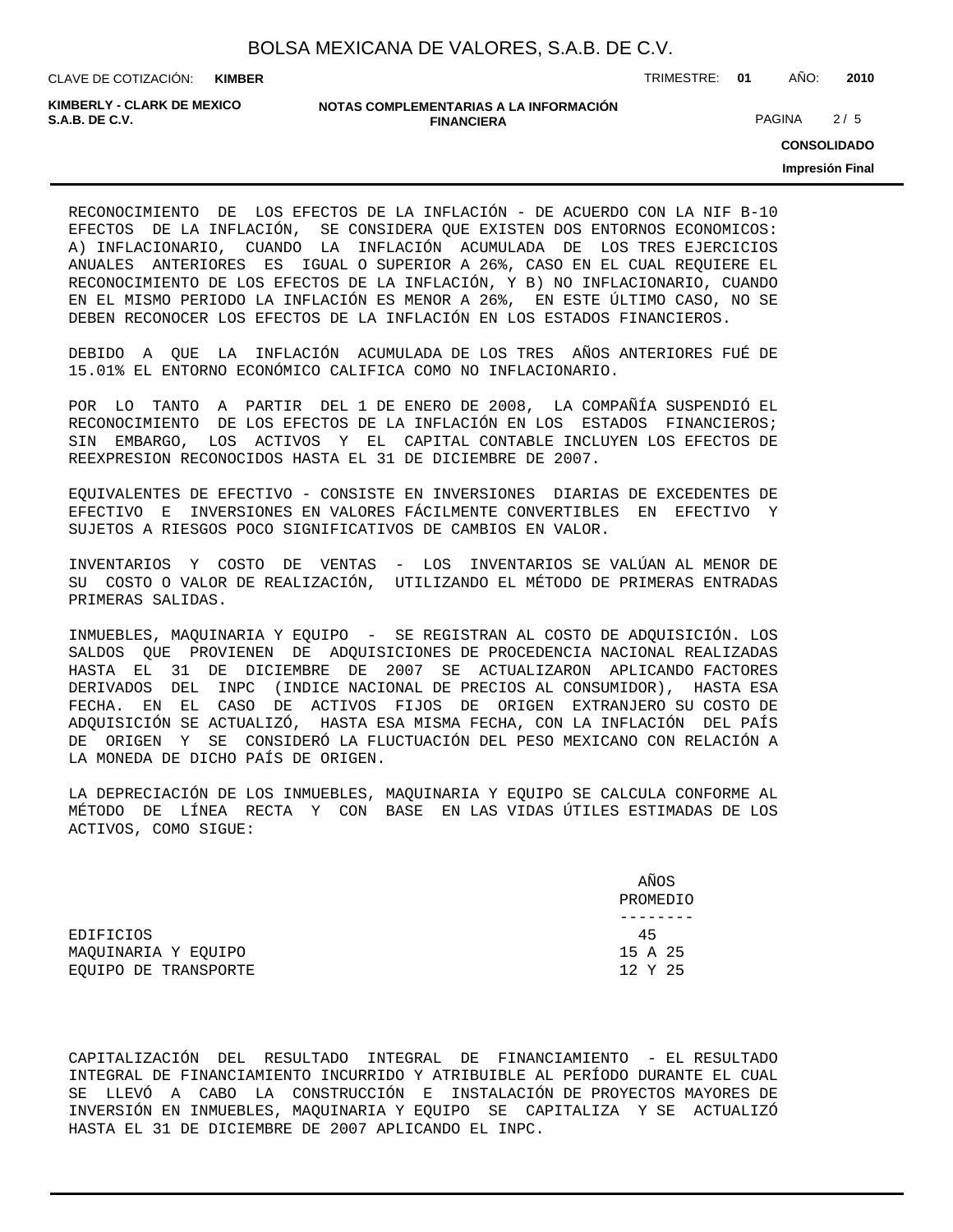RECONOCIMIENTO DE LOS EFECTOS DE LA INFLACIÓN - DE ACUERDO CON LA NIF B-10 EFECTOS DE LA INFLACIÓN, SE CONSIDERA QUE EXISTEN DOS ENTORNOS ECONOMICOS: A) INFLACIONARIO, CUANDO LA INFLACIÓN ACUMULADA DE LOS TRES EJERCICIOS ANUALES ANTERIORES ES IGUAL O SUPERIOR A 26%, CASO EN EL CUAL REQUIERE EL RECONOCIMIENTO DE LOS EFECTOS DE LA INFLACIÓN, Y B) NO INFLACIONARIO, CUANDO EN EL MISMO PERIODO LA INFLACIÓN ES MENOR A 26%, EN ESTE ÚLTIMO CASO, NO SE DEBEN RECONOCER LOS EFECTOS DE LA INFLACIÓN EN LOS ESTADOS FINANCIEROS.

DEBIDO A QUE LA INFLACIÓN ACUMULADA DE LOS TRES AÑOS ANTERIORES FUÉ DE 15.01% EL ENTORNO ECONÓMICO CALIFICA COMO NO INFLACIONARIO.

POR LO TANTO A PARTIR DEL 1 DE ENERO DE 2008, LA COMPAÑÍA SUSPENDIÓ EL RECONOCIMIENTO DE LOS EFECTOS DE LA INFLACIÓN EN LOS ESTADOS FINANCIEROS; SIN EMBARGO, LOS ACTIVOS Y EL CAPITAL CONTABLE INCLUYEN LOS EFECTOS DE REEXPRESION RECONOCIDOS HASTA EL 31 DE DICIEMBRE DE 2007.

EQUIVALENTES DE EFECTIVO - CONSISTE EN INVERSIONES DIARIAS DE EXCEDENTES DE EFECTIVO E INVERSIONES EN VALORES FÁCILMENTE CONVERTIBLES EN EFECTIVO Y SUJETOS A RIESGOS POCO SIGNIFICATIVOS DE CAMBIOS EN VALOR.

INVENTARIOS Y COSTO DE VENTAS - LOS INVENTARIOS SE VALÚAN AL MENOR DE SU COSTO O VALOR DE REALIZACIÓN, UTILIZANDO EL MÉTODO DE PRIMERAS ENTRADAS PRIMERAS SALIDAS.

INMUEBLES, MAQUINARIA Y EQUIPO - SE REGISTRAN AL COSTO DE ADQUISICIÓN. LOS SALDOS QUE PROVIENEN DE ADQUISICIONES DE PROCEDENCIA NACIONAL REALIZADAS HASTA EL 31 DE DICIEMBRE DE 2007 SE ACTUALIZARON APLICANDO FACTORES DERIVADOS DEL INPC (INDICE NACIONAL DE PRECIOS AL CONSUMIDOR), HASTA ESA FECHA. EN EL CASO DE ACTIVOS FIJOS DE ORIGEN EXTRANJERO SU COSTO DE ADQUISICIÓN SE ACTUALIZÓ, HASTA ESA MISMA FECHA, CON LA INFLACIÓN DEL PAÍS DE ORIGEN Y SE CONSIDERÓ LA FLUCTUACIÓN DEL PESO MEXICANO CON RELACIÓN A LA MONEDA DE DICHO PAÍS DE ORIGEN.

LA DEPRECIACIÓN DE LOS INMUEBLES, MAQUINARIA Y EQUIPO SE CALCULA CONFORME AL MÉTODO DE LÍNEA RECTA Y CON BASE EN LAS VIDAS ÚTILES ESTIMADAS DE LOS ACTIVOS, COMO SIGUE:

| | AÑOS PROMEDIO |
|---|---|
| EDIFICIOS | 45 |
| MAQUINARIA Y EQUIPO | 15 A 25 |
| EQUIPO DE TRANSPORTE | 12 Y 25 |

CAPITALIZACIÓN DEL RESULTADO INTEGRAL DE FINANCIAMIENTO - EL RESULTADO INTEGRAL DE FINANCIAMIENTO INCURRIDO Y ATRIBUIBLE AL PERÍODO DURANTE EL CUAL SE LLEVÓ A CABO LA CONSTRUCCIÓN E INSTALACIÓN DE PROYECTOS MAYORES DE INVERSIÓN EN INMUEBLES, MAQUINARIA Y EQUIPO SE CAPITALIZA Y SE ACTUALIZÓ HASTA EL 31 DE DICIEMBRE DE 2007 APLICANDO EL INPC.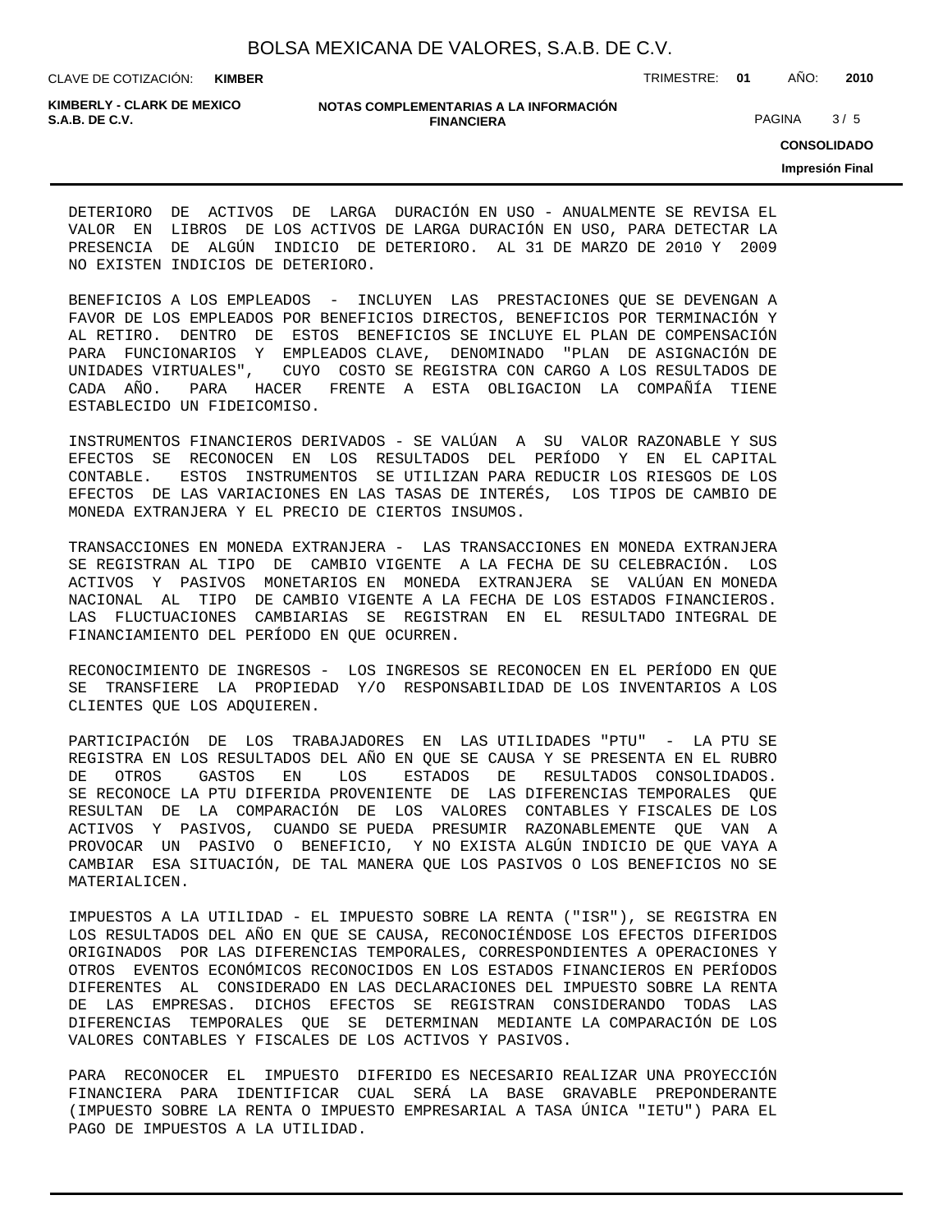DETERIORO DE ACTIVOS DE LARGA DURACIÓN EN USO - ANUALMENTE SE REVISA EL VALOR EN LIBROS DE LOS ACTIVOS DE LARGA DURACIÓN EN USO, PARA DETECTAR LA PRESENCIA DE ALGÚN INDICIO DE DETERIORO. AL 31 DE MARZO DE 2010 Y 2009 NO EXISTEN INDICIOS DE DETERIORO.

BENEFICIOS A LOS EMPLEADOS - INCLUYEN LAS PRESTACIONES QUE SE DEVENGAN A FAVOR DE LOS EMPLEADOS POR BENEFICIOS DIRECTOS, BENEFICIOS POR TERMINACIÓN Y AL RETIRO. DENTRO DE ESTOS BENEFICIOS SE INCLUYE EL PLAN DE COMPENSACIÓN PARA FUNCIONARIOS Y EMPLEADOS CLAVE, DENOMINADO "PLAN DE ASIGNACIÓN DE UNIDADES VIRTUALES", CUYO COSTO SE REGISTRA CON CARGO A LOS RESULTADOS DE CADA AÑO. PARA HACER FRENTE A ESTA OBLIGACION LA COMPAÑÍA TIENE ESTABLECIDO UN FIDEICOMISO.

INSTRUMENTOS FINANCIEROS DERIVADOS - SE VALÚAN A SU VALOR RAZONABLE Y SUS EFECTOS SE RECONOCEN EN LOS RESULTADOS DEL PERÍODO Y EN EL CAPITAL CONTABLE. ESTOS INSTRUMENTOS SE UTILIZAN PARA REDUCIR LOS RIESGOS DE LOS EFECTOS DE LAS VARIACIONES EN LAS TASAS DE INTERÉS, LOS TIPOS DE CAMBIO DE MONEDA EXTRANJERA Y EL PRECIO DE CIERTOS INSUMOS.

TRANSACCIONES EN MONEDA EXTRANJERA - LAS TRANSACCIONES EN MONEDA EXTRANJERA SE REGISTRAN AL TIPO DE CAMBIO VIGENTE A LA FECHA DE SU CELEBRACIÓN. LOS ACTIVOS Y PASIVOS MONETARIOS EN MONEDA EXTRANJERA SE VALÚAN EN MONEDA NACIONAL AL TIPO DE CAMBIO VIGENTE A LA FECHA DE LOS ESTADOS FINANCIEROS. LAS FLUCTUACIONES CAMBIARIAS SE REGISTRAN EN EL RESULTADO INTEGRAL DE FINANCIAMIENTO DEL PERÍODO EN QUE OCURREN.

RECONOCIMIENTO DE INGRESOS - LOS INGRESOS SE RECONOCEN EN EL PERÍODO EN QUE SE TRANSFIERE LA PROPIEDAD Y/O RESPONSABILIDAD DE LOS INVENTARIOS A LOS CLIENTES QUE LOS ADQUIEREN.

PARTICIPACIÓN DE LOS TRABAJADORES EN LAS UTILIDADES "PTU" - LA PTU SE REGISTRA EN LOS RESULTADOS DEL AÑO EN QUE SE CAUSA Y SE PRESENTA EN EL RUBRO DE OTROS GASTOS EN LOS ESTADOS DE RESULTADOS CONSOLIDADOS. SE RECONOCE LA PTU DIFERIDA PROVENIENTE DE LAS DIFERENCIAS TEMPORALES QUE RESULTAN DE LA COMPARACIÓN DE LOS VALORES CONTABLES Y FISCALES DE LOS ACTIVOS Y PASIVOS, CUANDO SE PUEDA PRESUMIR RAZONABLEMENTE QUE VAN A PROVOCAR UN PASIVO O BENEFICIO, Y NO EXISTA ALGÚN INDICIO DE QUE VAYA A CAMBIAR ESA SITUACIÓN, DE TAL MANERA QUE LOS PASIVOS O LOS BENEFICIOS NO SE MATERIALICEN.

IMPUESTOS A LA UTILIDAD - EL IMPUESTO SOBRE LA RENTA ("ISR"), SE REGISTRA EN LOS RESULTADOS DEL AÑO EN QUE SE CAUSA, RECONOCIÉNDOSE LOS EFECTOS DIFERIDOS ORIGINADOS POR LAS DIFERENCIAS TEMPORALES, CORRESPONDIENTES A OPERACIONES Y OTROS EVENTOS ECONÓMICOS RECONOCIDOS EN LOS ESTADOS FINANCIEROS EN PERÍODOS DIFERENTES AL CONSIDERADO EN LAS DECLARACIONES DEL IMPUESTO SOBRE LA RENTA DE LAS EMPRESAS. DICHOS EFECTOS SE REGISTRAN CONSIDERANDO TODAS LAS DIFERENCIAS TEMPORALES QUE SE DETERMINAN MEDIANTE LA COMPARACIÓN DE LOS VALORES CONTABLES Y FISCALES DE LOS ACTIVOS Y PASIVOS.

PARA RECONOCER EL IMPUESTO DIFERIDO ES NECESARIO REALIZAR UNA PROYECCIÓN FINANCIERA PARA IDENTIFICAR CUAL SERÁ LA BASE GRAVABLE PREPONDERANTE (IMPUESTO SOBRE LA RENTA O IMPUESTO EMPRESARIAL A TASA ÚNICA "IETU") PARA EL PAGO DE IMPUESTOS A LA UTILIDAD.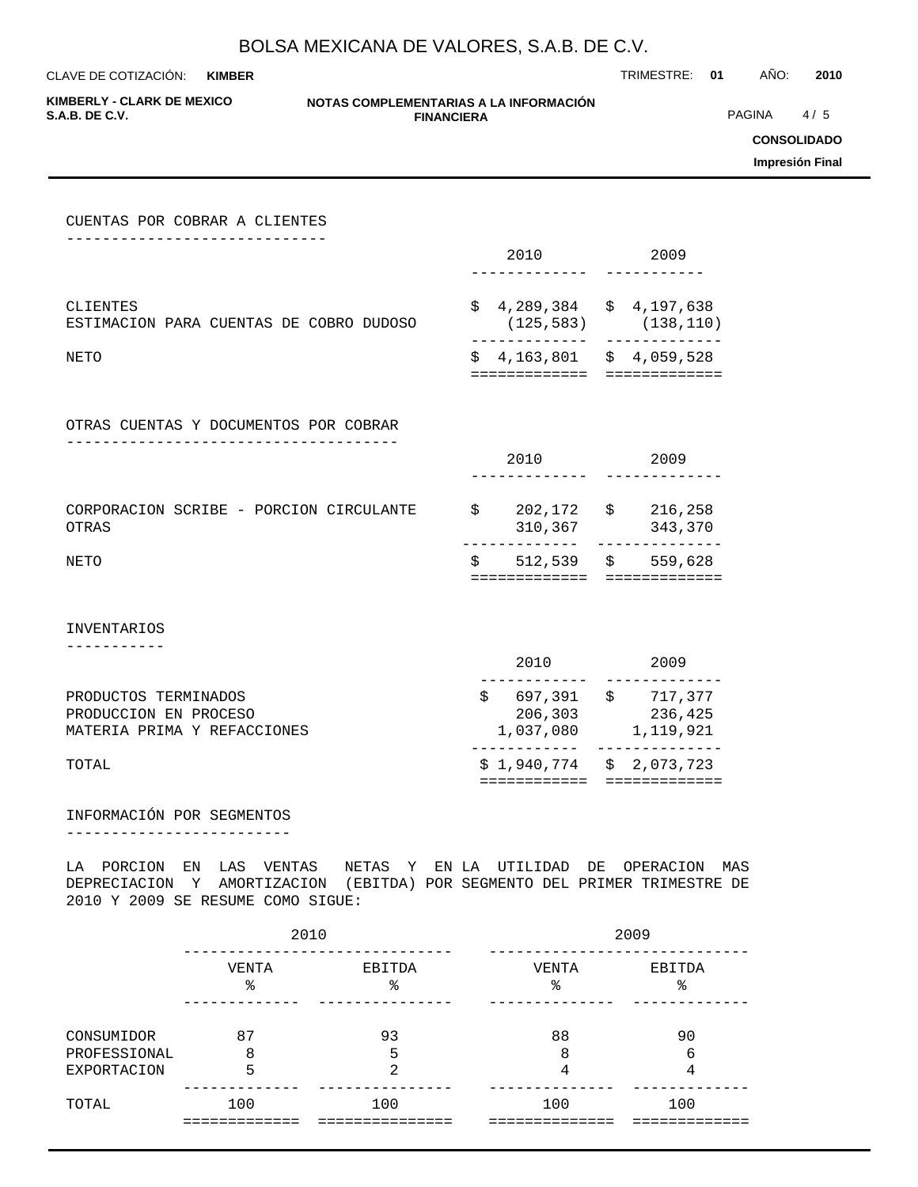## CUENTAS POR COBRAR A CLIENTES

| | 2010 | 2009 |
|---|---|---|
| CLIENTES | $ 4,289,384 | $ 4,197,638 |
| ESTIMACION PARA CUENTAS DE COBRO DUDOSO | (125,583) | (138,110) |
| NETO | $ 4,163,801 | $ 4,059,528 |

## OTRAS CUENTAS Y DOCUMENTOS POR COBRAR

| | 2010 | 2009 |
|---|---|---|
| CORPORACION SCRIBE - PORCION CIRCULANTE | $ 202,172 | $ 216,258 |
| OTRAS | 310,367 | 343,370 |
| NETO | $ 512,539 | $ 559,628 |

## INVENTARIOS

| | 2010 | 2009 |
|---|---|---|
| PRODUCTOS TERMINADOS | $ 697,391 | $ 717,377 |
| PRODUCCION EN PROCESO | 206,303 | 236,425 |
| MATERIA PRIMA Y REFACCIONES | 1,037,080 | 1,119,921 |
| TOTAL | $ 1,940,774 | $ 2,073,723 |

## INFORMACIÓN POR SEGMENTOS

LA PORCION EN LAS VENTAS NETAS Y EN LA UTILIDAD DE OPERACION MAS DEPRECIACION Y AMORTIZACION (EBITDA) POR SEGMENTO DEL PRIMER TRIMESTRE DE 2010 Y 2009 SE RESUME COMO SIGUE:

| | 2010 | | 2009 | |
|---|---|---|---|---|
| | VENTA % | EBITDA % | VENTA % | EBITDA % |
| CONSUMIDOR | 87 | 93 | 88 | 90 |
| PROFESSIONAL | 8 | 5 | 8 | 6 |
| EXPORTACION | 5 | 2 | 4 | 4 |
| TOTAL | 100 | 100 | 100 | 100 |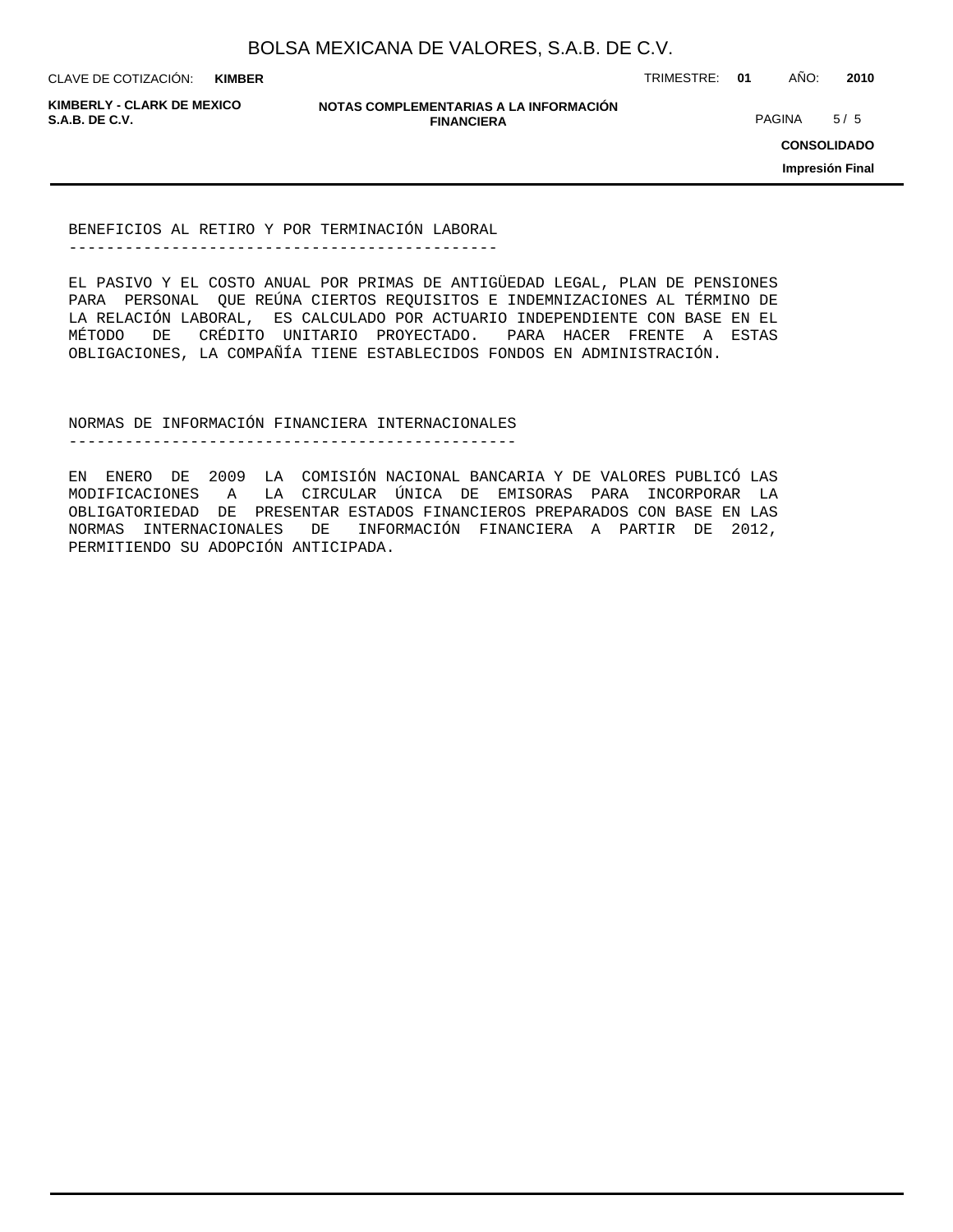## BENEFICIOS AL RETIRO Y POR TERMINACIÓN LABORAL

EL PASIVO Y EL COSTO ANUAL POR PRIMAS DE ANTIGÜEDAD LEGAL, PLAN DE PENSIONES PARA PERSONAL QUE REÚNA CIERTOS REQUISITOS E INDEMNIZACIONES AL TÉRMINO DE LA RELACIÓN LABORAL, ES CALCULADO POR ACTUARIO INDEPENDIENTE CON BASE EN EL MÉTODO DE CRÉDITO UNITARIO PROYECTADO. PARA HACER FRENTE A ESTAS OBLIGACIONES, LA COMPAÑÍA TIENE ESTABLECIDOS FONDOS EN ADMINISTRACIÓN.

## NORMAS DE INFORMACIÓN FINANCIERA INTERNACIONALES

EN ENERO DE 2009 LA COMISIÓN NACIONAL BANCARIA Y DE VALORES PUBLICÓ LAS MODIFICACIONES A LA CIRCULAR ÚNICA DE EMISORAS PARA INCORPORAR LA OBLIGATORIEDAD DE PRESENTAR ESTADOS FINANCIEROS PREPARADOS CON BASE EN LAS NORMAS INTERNACIONALES DE INFORMACIÓN FINANCIERA A PARTIR DE 2012, PERMITIENDO SU ADOPCIÓN ANTICIPADA.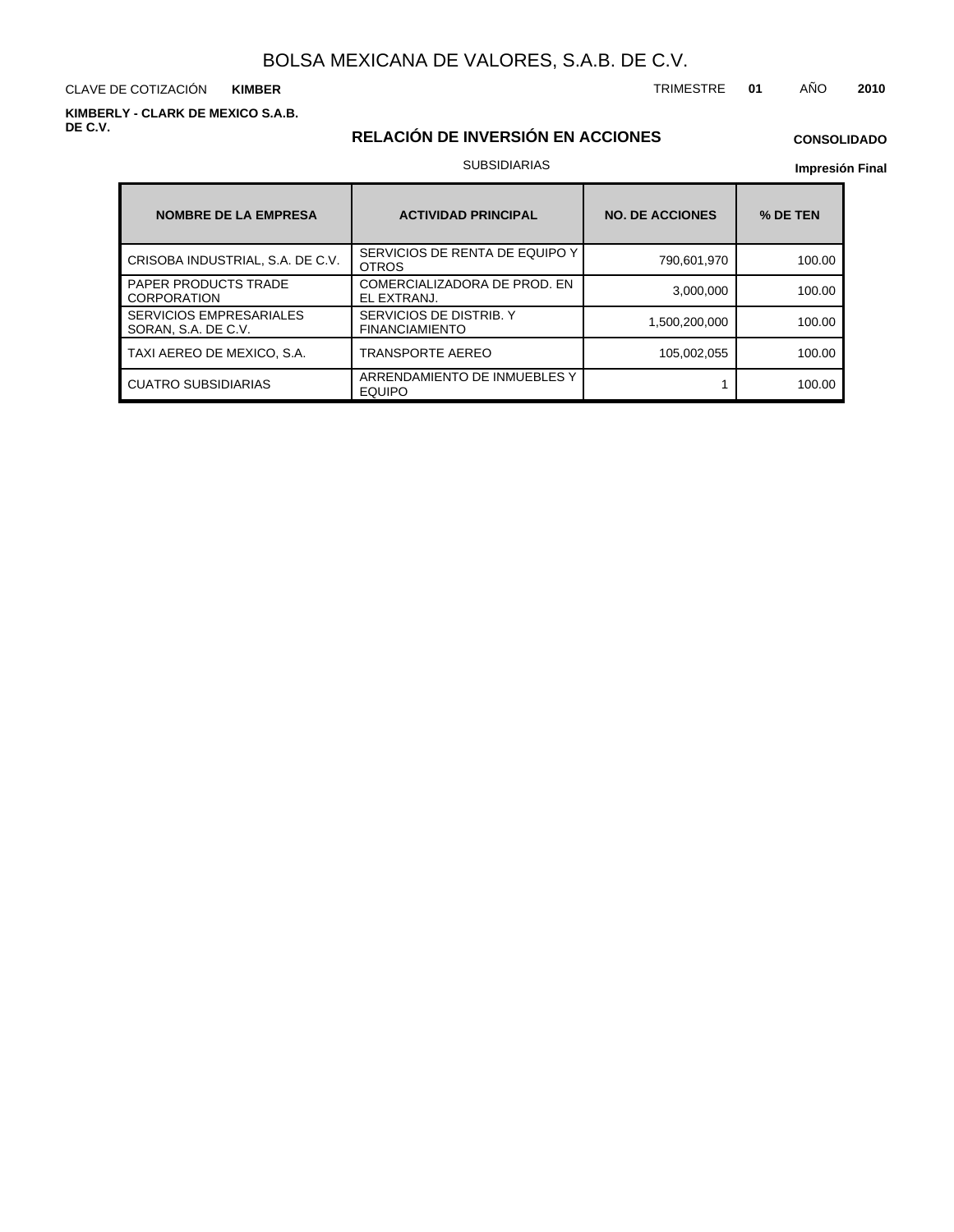# BOLSA MEXICANA DE VALORES, S.A.B. DE C.V.

CLAVE DE COTIZACIÓN **KIMBER**

TRIMESTRE **01** AÑO **2010**

**KIMBERLY - CLARK DE MEXICO S.A.B. DE C.V.**

## RELACIÓN DE INVERSIÓN EN ACCIONES

**CONSOLIDADO**

SUBSIDIARIAS

**Impresión Final**

| NOMBRE DE LA EMPRESA | ACTIVIDAD PRINCIPAL | NO. DE ACCIONES | % DE TEN |
|---|---|---|---|
| CRISOBA INDUSTRIAL, S.A. DE C.V. | SERVICIOS DE RENTA DE EQUIPO Y OTROS | 790,601,970 | 100.00 |
| PAPER PRODUCTS TRADE CORPORATION | COMERCIALIZADORA DE PROD. EN EL EXTRANJ. | 3,000,000 | 100.00 |
| SERVICIOS EMPRESARIALES SORAN, S.A. DE C.V. | SERVICIOS DE DISTRIB. Y FINANCIAMIENTO | 1,500,200,000 | 100.00 |
| TAXI AEREO DE MEXICO, S.A. | TRANSPORTE AEREO | 105,002,055 | 100.00 |
| CUATRO SUBSIDIARIAS | ARRENDAMIENTO DE INMUEBLES Y EQUIPO | 1 | 100.00 |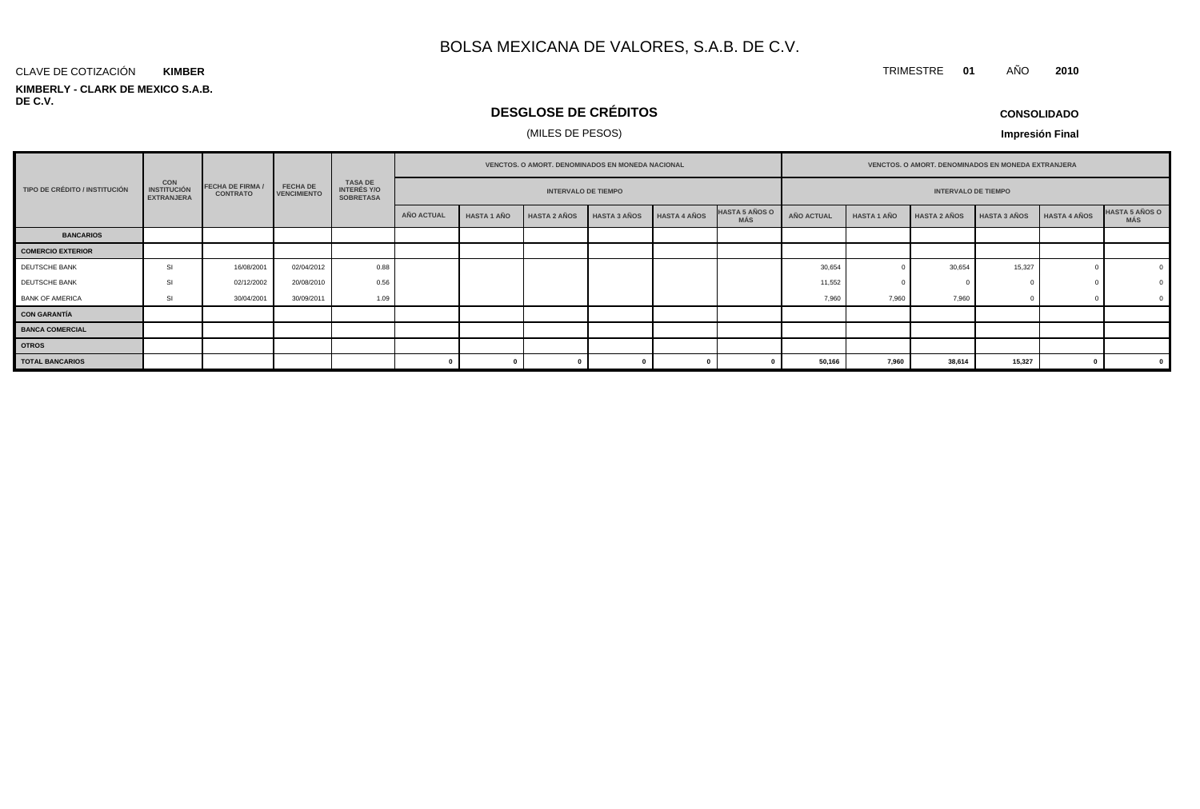# BOLSA MEXICANA DE VALORES, S.A.B. DE C.V.

CLAVE DE COTIZACIÓN **KIMBER**

TRIMESTRE **01** AÑO **2010**

**KIMBERLY - CLARK DE MEXICO S.A.B. DE C.V.**

## DESGLOSE DE CRÉDITOS

(MILES DE PESOS)

**CONSOLIDADO**

**Impresión Final**

| TIPO DE CRÉDITO / INSTITUCIÓN | CON INSTITUCIÓN EXTRANJERA | FECHA DE FIRMA / CONTRATO | FECHA DE VENCIMIENTO | TASA DE INTERÉS Y/O SOBRETASA | VENCTOS. O AMORT. DENOMINADOS EN MONEDA NACIONAL | | | | | | VENCTOS. O AMORT. DENOMINADOS EN MONEDA EXTRANJERA | | | | | |
|---|---|---|---|---|---|---|---|---|---|---|---|---|---|---|---|---|
| | | | | | INTERVALO DE TIEMPO | | | | | | INTERVALO DE TIEMPO | | | | | |
| | | | | | AÑO ACTUAL | HASTA 1 AÑO | HASTA 2 AÑOS | HASTA 3 AÑOS | HASTA 4 AÑOS | HASTA 5 AÑOS O MÁS | AÑO ACTUAL | HASTA 1 AÑO | HASTA 2 AÑOS | HASTA 3 AÑOS | HASTA 4 AÑOS | HASTA 5 AÑOS O MÁS |
| **BANCARIOS** | | | | | | | | | | | | | | | | |
| **COMERCIO EXTERIOR** | | | | | | | | | | | | | | | | |
| DEUTSCHE BANK | SI | 16/08/2001 | 02/04/2012 | 0.88 | | | | | | | 30,654 | 0 | 30,654 | 15,327 | 0 | 0 |
| DEUTSCHE BANK | SI | 02/12/2002 | 20/08/2010 | 0.56 | | | | | | | 11,552 | 0 | 0 | 0 | 0 | 0 |
| BANK OF AMERICA | SI | 30/04/2001 | 30/09/2011 | 1.09 | | | | | | | 7,960 | 7,960 | 7,960 | 0 | 0 | 0 |
| **CON GARANTÍA** | | | | | | | | | | | | | | | | |
| **BANCA COMERCIAL** | | | | | | | | | | | | | | | | |
| **OTROS** | | | | | | | | | | | | | | | | |
| **TOTAL BANCARIOS** | | | | | **0** | **0** | **0** | **0** | **0** | **0** | **50,166** | **7,960** | **38,614** | **15,327** | **0** | **0** |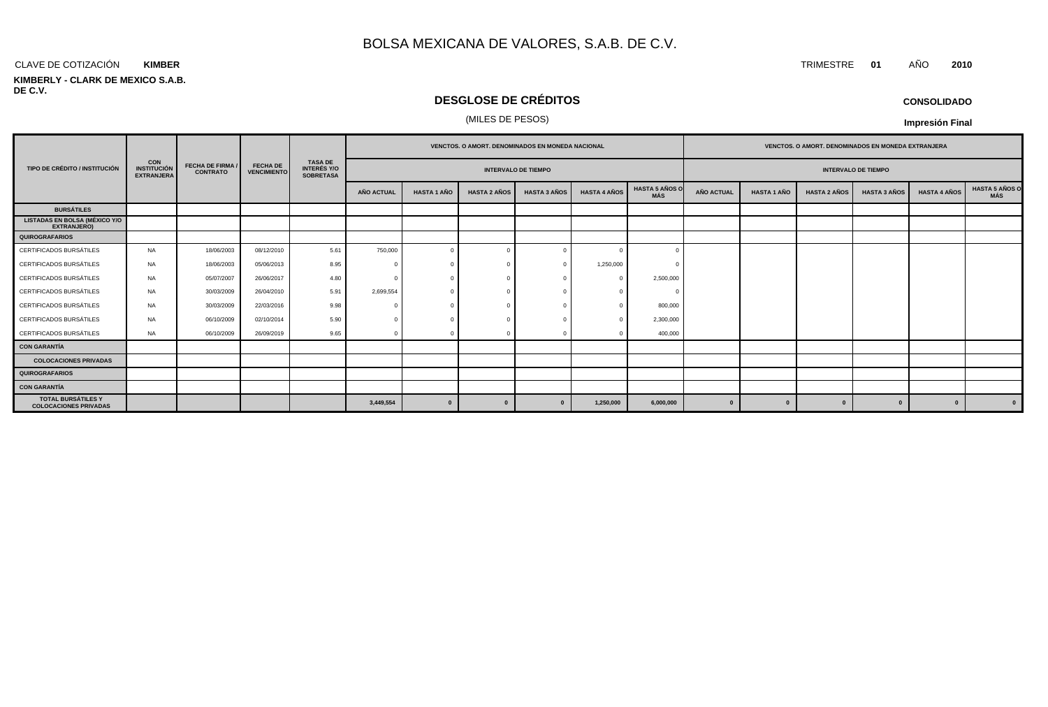# BOLSA MEXICANA DE VALORES, S.A.B. DE C.V.

CLAVE DE COTIZACIÓN **KIMBER**

TRIMESTRE **01** AÑO **2010**

**KIMBERLY - CLARK DE MEXICO S.A.B. DE C.V.**

## DESGLOSE DE CRÉDITOS

(MILES DE PESOS)

**CONSOLIDADO**

**Impresión Final**

| TIPO DE CRÉDITO / INSTITUCIÓN | CON INSTITUCIÓN EXTRANJERA | FECHA DE FIRMA / CONTRATO | FECHA DE VENCIMIENTO | TASA DE INTERÉS Y/O SOBRETASA | VENCTOS. O AMORT. DENOMINADOS EN MONEDA NACIONAL | | | | | | VENCTOS. O AMORT. DENOMINADOS EN MONEDA EXTRANJERA | | | | | |
|---|---|---|---|---|---|---|---|---|---|---|---|---|---|---|---|---|
| | | | | | INTERVALO DE TIEMPO | | | | | | INTERVALO DE TIEMPO | | | | | |
| | | | | | AÑO ACTUAL | HASTA 1 AÑO | HASTA 2 AÑOS | HASTA 3 AÑOS | HASTA 4 AÑOS | HASTA 5 AÑOS O MÁS | AÑO ACTUAL | HASTA 1 AÑO | HASTA 2 AÑOS | HASTA 3 AÑOS | HASTA 4 AÑOS | HASTA 5 AÑOS O MÁS |
| **BURSÁTILES** | | | | | | | | | | | | | | | | |
| **LISTADAS EN BOLSA (MÉXICO Y/O EXTRANJERO)** | | | | | | | | | | | | | | | | |
| **QUIROGRAFARIOS** | | | | | | | | | | | | | | | | |
| CERTIFICADOS BURSÁTILES | NA | 18/06/2003 | 08/12/2010 | 5.61 | 750,000 | 0 | 0 | 0 | 0 | 0 | | | | | | |
| CERTIFICADOS BURSÁTILES | NA | 18/06/2003 | 05/06/2013 | 8.95 | 0 | 0 | 0 | 0 | 1,250,000 | 0 | | | | | | |
| CERTIFICADOS BURSÁTILES | NA | 05/07/2007 | 26/06/2017 | 4.80 | 0 | 0 | 0 | 0 | 0 | 2,500,000 | | | | | | |
| CERTIFICADOS BURSÁTILES | NA | 30/03/2009 | 26/04/2010 | 5.91 | 2,699,554 | 0 | 0 | 0 | 0 | 0 | | | | | | |
| CERTIFICADOS BURSÁTILES | NA | 30/03/2009 | 22/03/2016 | 9.98 | 0 | 0 | 0 | 0 | 0 | 800,000 | | | | | | |
| CERTIFICADOS BURSÁTILES | NA | 06/10/2009 | 02/10/2014 | 5.90 | 0 | 0 | 0 | 0 | 0 | 2,300,000 | | | | | | |
| CERTIFICADOS BURSÁTILES | NA | 06/10/2009 | 26/09/2019 | 9.65 | 0 | 0 | 0 | 0 | 0 | 400,000 | | | | | | |
| **CON GARANTÍA** | | | | | | | | | | | | | | | | |
| **COLOCACIONES PRIVADAS** | | | | | | | | | | | | | | | | |
| **QUIROGRAFARIOS** | | | | | | | | | | | | | | | | |
| **CON GARANTÍA** | | | | | | | | | | | | | | | | |
| **TOTAL BURSÁTILES Y COLOCACIONES PRIVADAS** | | | | | **3,449,554** | **0** | **0** | **0** | **1,250,000** | **6,000,000** | **0** | **0** | **0** | **0** | **0** | **0** |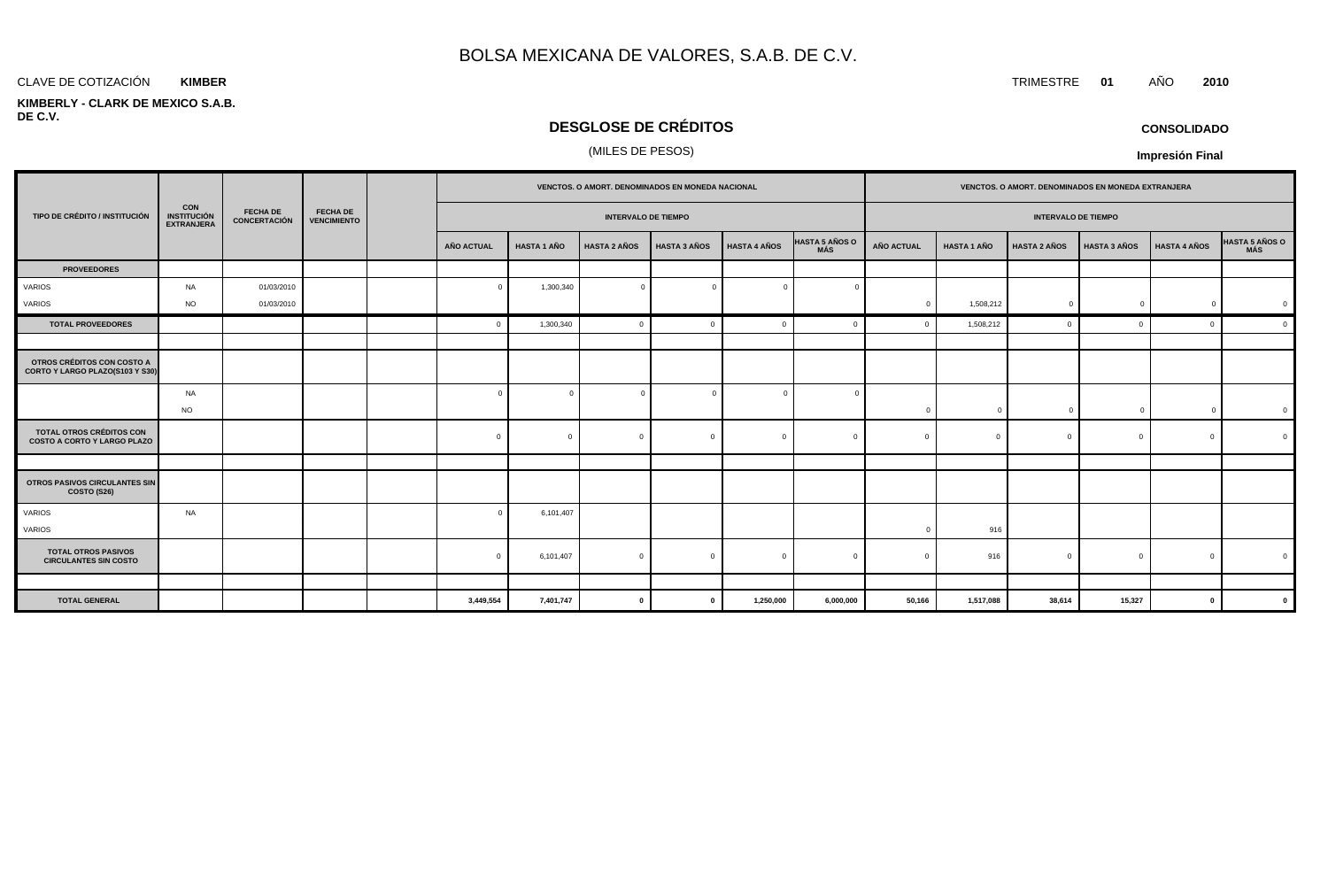# BOLSA MEXICANA DE VALORES, S.A.B. DE C.V.

CLAVE DE COTIZACIÓN **KIMBER**

TRIMESTRE **01** AÑO **2010**

**KIMBERLY - CLARK DE MEXICO S.A.B. DE C.V.**

## DESGLOSE DE CRÉDITOS

(MILES DE PESOS)

**CONSOLIDADO**

**Impresión Final**

| TIPO DE CRÉDITO / INSTITUCIÓN | CON INSTITUCIÓN EXTRANJERA | FECHA DE CONCERTACIÓN | FECHA DE VENCIMIENTO | | VENCTOS. O AMORT. DENOMINADOS EN MONEDA NACIONAL - INTERVALO DE TIEMPO | | | | | | VENCTOS. O AMORT. DENOMINADOS EN MONEDA EXTRANJERA - INTERVALO DE TIEMPO | | | | | |
|---|---|---|---|---|---|---|---|---|---|---|---|---|---|---|---|---|
| | | | | | AÑO ACTUAL | HASTA 1 AÑO | HASTA 2 AÑOS | HASTA 3 AÑOS | HASTA 4 AÑOS | HASTA 5 AÑOS O MÁS | AÑO ACTUAL | HASTA 1 AÑO | HASTA 2 AÑOS | HASTA 3 AÑOS | HASTA 4 AÑOS | HASTA 5 AÑOS O MÁS |
| **PROVEEDORES** | | | | | | | | | | | | | | | | |
| VARIOS | NA | 01/03/2010 | | | 0 | 1,300,340 | 0 | 0 | 0 | 0 | | | | | | |
| VARIOS | NO | 01/03/2010 | | | | | | | | | 0 | 1,508,212 | 0 | 0 | 0 | 0 |
| **TOTAL PROVEEDORES** | | | | | 0 | 1,300,340 | 0 | 0 | 0 | 0 | 0 | 1,508,212 | 0 | 0 | 0 | 0 |
| | | | | | | | | | | | | | | | | |
| **OTROS CRÉDITOS CON COSTO A CORTO Y LARGO PLAZO(S103 Y S30)** | | | | | | | | | | | | | | | | |
| | NA | | | | 0 | 0 | 0 | 0 | 0 | 0 | | | | | | |
| | NO | | | | | | | | | | 0 | 0 | 0 | 0 | 0 | 0 |
| **TOTAL OTROS CRÉDITOS CON COSTO A CORTO Y LARGO PLAZO** | | | | | 0 | 0 | 0 | 0 | 0 | 0 | 0 | 0 | 0 | 0 | 0 | 0 |
| | | | | | | | | | | | | | | | | |
| **OTROS PASIVOS CIRCULANTES SIN COSTO (S26)** | | | | | | | | | | | | | | | | |
| VARIOS | NA | | | | 0 | 6,101,407 | | | | | | | | | | |
| VARIOS | | | | | | | | | | | 0 | 916 | | | | |
| **TOTAL OTROS PASIVOS CIRCULANTES SIN COSTO** | | | | | 0 | 6,101,407 | 0 | 0 | 0 | 0 | 0 | 916 | 0 | 0 | 0 | 0 |
| | | | | | | | | | | | | | | | | |
| **TOTAL GENERAL** | | | | | **3,449,554** | **7,401,747** | **0** | **0** | **1,250,000** | **6,000,000** | **50,166** | **1,517,088** | **38,614** | **15,327** | **0** | **0** |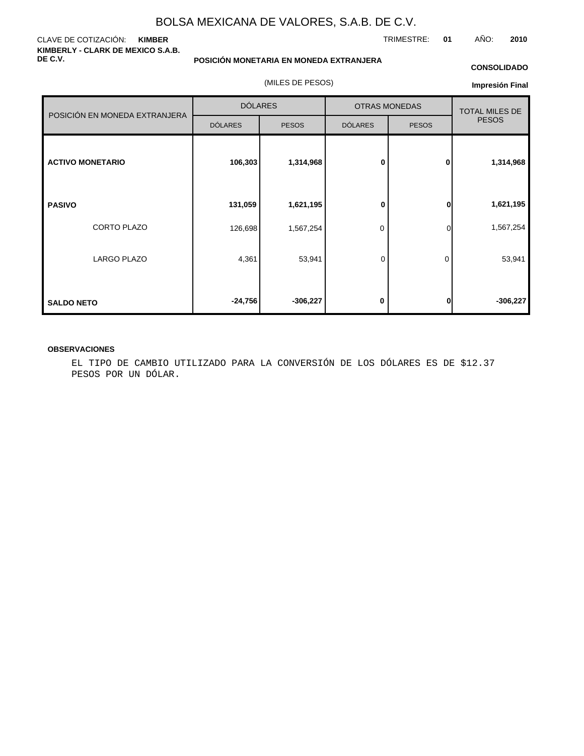# BOLSA MEXICANA DE VALORES, S.A.B. DE C.V.

CLAVE DE COTIZACIÓN: **KIMBER**

TRIMESTRE: **01** AÑO: **2010**

**KIMBERLY - CLARK DE MEXICO S.A.B. DE C.V.**

**POSICIÓN MONETARIA EN MONEDA EXTRANJERA**

**CONSOLIDADO**

(MILES DE PESOS)

**Impresión Final**

| POSICIÓN EN MONEDA EXTRANJERA | DÓLARES | | OTRAS MONEDAS | | TOTAL MILES DE PESOS |
|---|---|---|---|---|---|
| | DÓLARES | PESOS | DÓLARES | PESOS | |
| **ACTIVO MONETARIO** | **106,303** | **1,314,968** | **0** | **0** | **1,314,968** |
| **PASIVO** | **131,059** | **1,621,195** | **0** | **0** | **1,621,195** |
| CORTO PLAZO | 126,698 | 1,567,254 | 0 | 0 | 1,567,254 |
| LARGO PLAZO | 4,361 | 53,941 | 0 | 0 | 53,941 |
| **SALDO NETO** | **-24,756** | **-306,227** | **0** | **0** | **-306,227** |

**OBSERVACIONES**

EL TIPO DE CAMBIO UTILIZADO PARA LA CONVERSIÓN DE LOS DÓLARES ES DE $12.37 PESOS POR UN DÓLAR.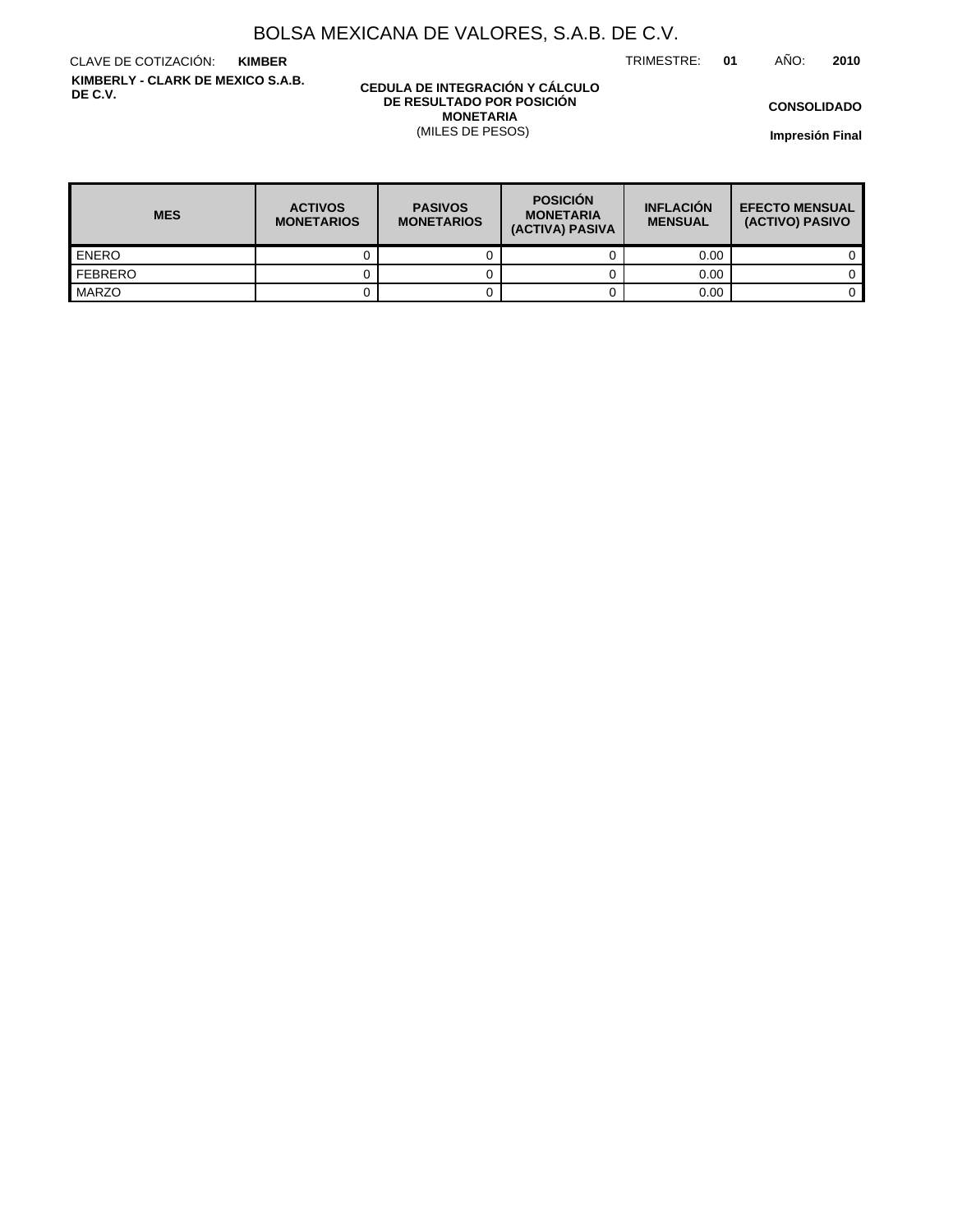# BOLSA MEXICANA DE VALORES, S.A.B. DE C.V.

CLAVE DE COTIZACIÓN: **KIMBER**

TRIMESTRE: **01** AÑO: **2010**

**KIMBERLY - CLARK DE MEXICO S.A.B. DE C.V.**

**CEDULA DE INTEGRACIÓN Y CÁLCULO DE RESULTADO POR POSICIÓN MONETARIA**
(MILES DE PESOS)

**CONSOLIDADO**

**Impresión Final**

| MES | ACTIVOS MONETARIOS | PASIVOS MONETARIOS | POSICIÓN MONETARIA (ACTIVA) PASIVA | INFLACIÓN MENSUAL | EFECTO MENSUAL (ACTIVO) PASIVO |
|---|---|---|---|---|---|
| ENERO | 0 | 0 | 0 | 0.00 | 0 |
| FEBRERO | 0 | 0 | 0 | 0.00 | 0 |
| MARZO | 0 | 0 | 0 | 0.00 | 0 |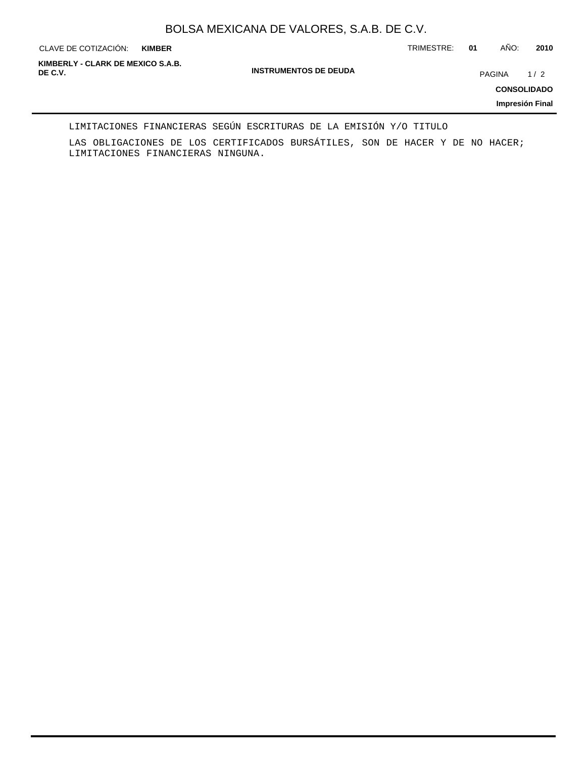LIMITACIONES FINANCIERAS SEGÚN ESCRITURAS DE LA EMISIÓN Y/O TITULO

LAS OBLIGACIONES DE LOS CERTIFICADOS BURSÁTILES, SON DE HACER Y DE NO HACER; LIMITACIONES FINANCIERAS NINGUNA.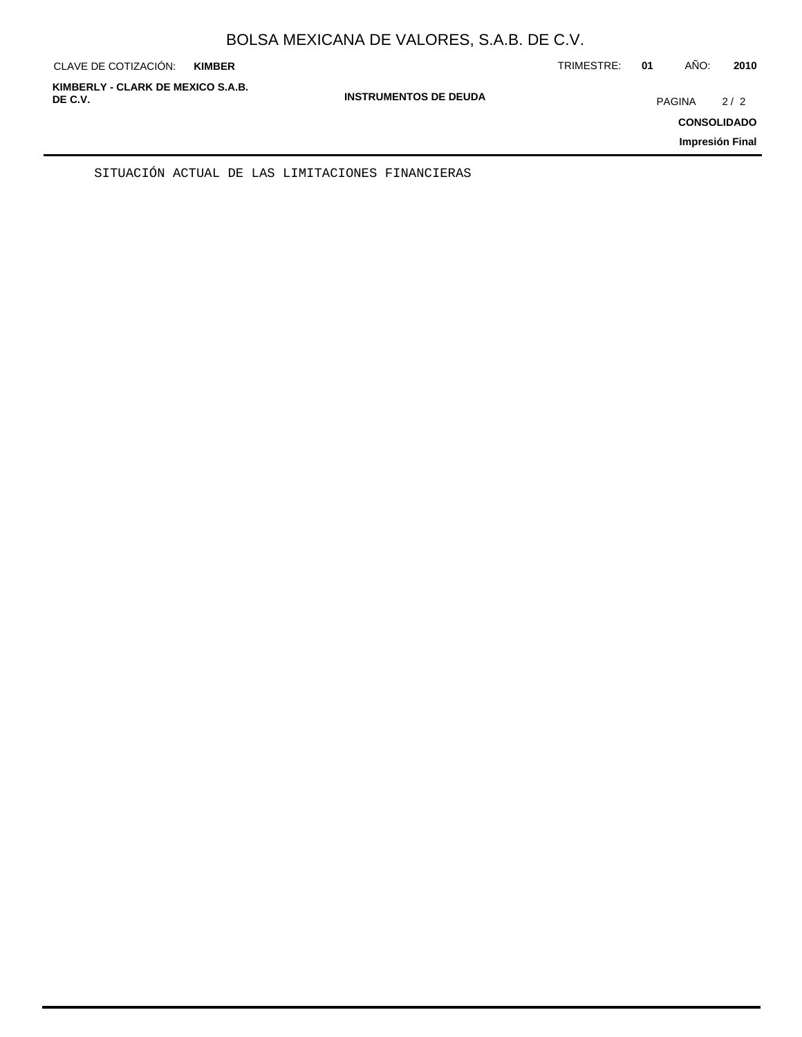SITUACIÓN ACTUAL DE LAS LIMITACIONES FINANCIERAS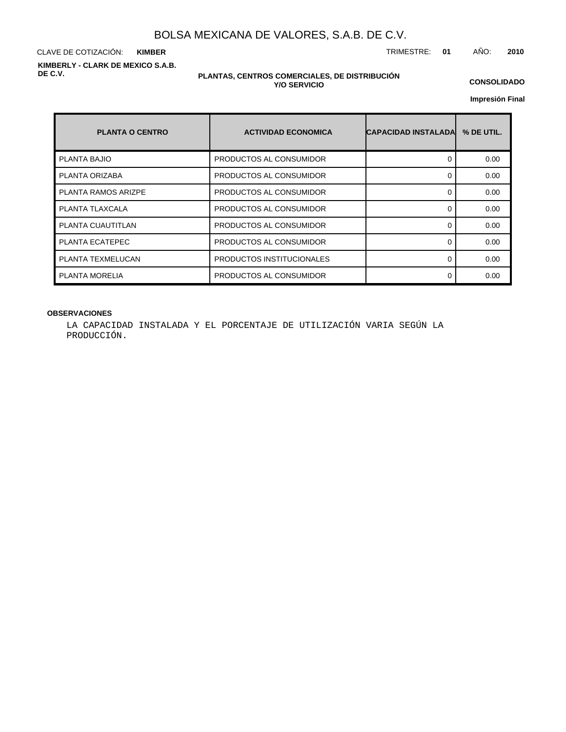BOLSA MEXICANA DE VALORES, S.A.B. DE C.V.

CLAVE DE COTIZACIÓN: **KIMBER**

TRIMESTRE: **01** AÑO: **2010**

**KIMBERLY - CLARK DE MEXICO S.A.B. DE C.V.**

**PLANTAS, CENTROS COMERCIALES, DE DISTRIBUCIÓN Y/O SERVICIO**

**CONSOLIDADO**

**Impresión Final**

| PLANTA O CENTRO | ACTIVIDAD ECONOMICA | CAPACIDAD INSTALADA | % DE UTIL. |
|---|---|---|---|
| PLANTA BAJIO | PRODUCTOS AL CONSUMIDOR | 0 | 0.00 |
| PLANTA ORIZABA | PRODUCTOS AL CONSUMIDOR | 0 | 0.00 |
| PLANTA RAMOS ARIZPE | PRODUCTOS AL CONSUMIDOR | 0 | 0.00 |
| PLANTA TLAXCALA | PRODUCTOS AL CONSUMIDOR | 0 | 0.00 |
| PLANTA CUAUTITLAN | PRODUCTOS AL CONSUMIDOR | 0 | 0.00 |
| PLANTA ECATEPEC | PRODUCTOS AL CONSUMIDOR | 0 | 0.00 |
| PLANTA TEXMELUCAN | PRODUCTOS INSTITUCIONALES | 0 | 0.00 |
| PLANTA MORELIA | PRODUCTOS AL CONSUMIDOR | 0 | 0.00 |

**OBSERVACIONES**

LA CAPACIDAD INSTALADA Y EL PORCENTAJE DE UTILIZACIÓN VARIA SEGÚN LA PRODUCCIÓN.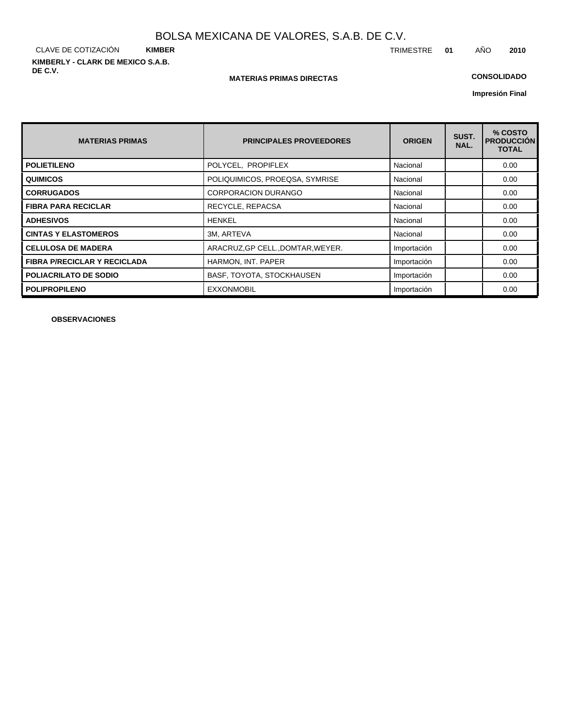# BOLSA MEXICANA DE VALORES, S.A.B. DE C.V.

CLAVE DE COTIZACIÓN **KIMBER** TRIMESTRE **01** AÑO **2010**

**KIMBERLY - CLARK DE MEXICO S.A.B. DE C.V.**

**MATERIAS PRIMAS DIRECTAS**

**CONSOLIDADO**

**Impresión Final**

| MATERIAS PRIMAS | PRINCIPALES PROVEEDORES | ORIGEN | SUST. NAL. | % COSTO PRODUCCIÓN TOTAL |
|---|---|---|---|---|
| **POLIETILENO** | POLYCEL, PROPIFLEX | Nacional | | 0.00 |
| **QUIMICOS** | POLIQUIMICOS, PROEQSA, SYMRISE | Nacional | | 0.00 |
| **CORRUGADOS** | CORPORACION DURANGO | Nacional | | 0.00 |
| **FIBRA PARA RECICLAR** | RECYCLE, REPACSA | Nacional | | 0.00 |
| **ADHESIVOS** | HENKEL | Nacional | | 0.00 |
| **CINTAS Y ELASTOMEROS** | 3M, ARTEVA | Nacional | | 0.00 |
| **CELULOSA DE MADERA** | ARACRUZ,GP CELL.,DOMTAR,WEYER. | Importación | | 0.00 |
| **FIBRA P/RECICLAR Y RECICLADA** | HARMON, INT. PAPER | Importación | | 0.00 |
| **POLIACRILATO DE SODIO** | BASF, TOYOTA, STOCKHAUSEN | Importación | | 0.00 |
| **POLIPROPILENO** | EXXONMOBIL | Importación | | 0.00 |

**OBSERVACIONES**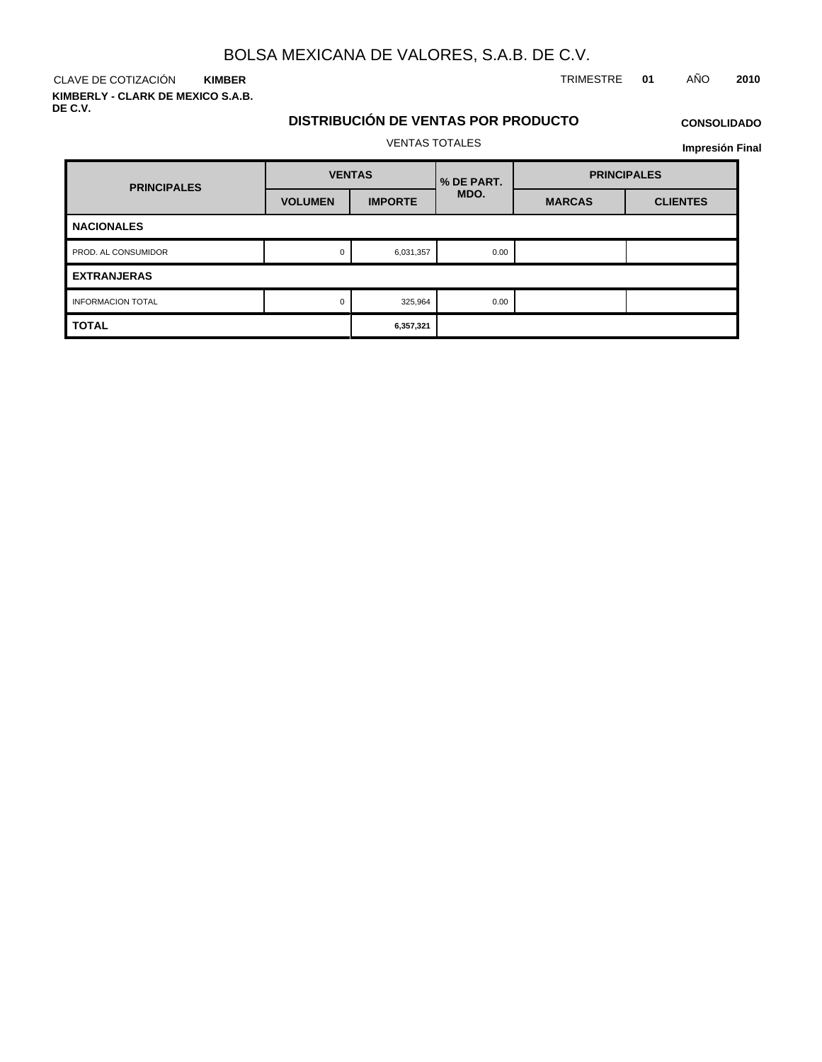# BOLSA MEXICANA DE VALORES, S.A.B. DE C.V.

CLAVE DE COTIZACIÓN **KIMBER**

TRIMESTRE **01** AÑO **2010**

**KIMBERLY - CLARK DE MEXICO S.A.B. DE C.V.**

## DISTRIBUCIÓN DE VENTAS POR PRODUCTO

**CONSOLIDADO**

VENTAS TOTALES

**Impresión Final**

| PRINCIPALES | VENTAS | | % DE PART. MDO. | PRINCIPALES | |
|---|---|---|---|---|---|
| | VOLUMEN | IMPORTE | | MARCAS | CLIENTES |
| **NACIONALES** | | | | | |
| PROD. AL CONSUMIDOR | 0 | 6,031,357 | 0.00 | | |
| **EXTRANJERAS** | | | | | |
| INFORMACION TOTAL | 0 | 325,964 | 0.00 | | |
| **TOTAL** | | **6,357,321** | | | |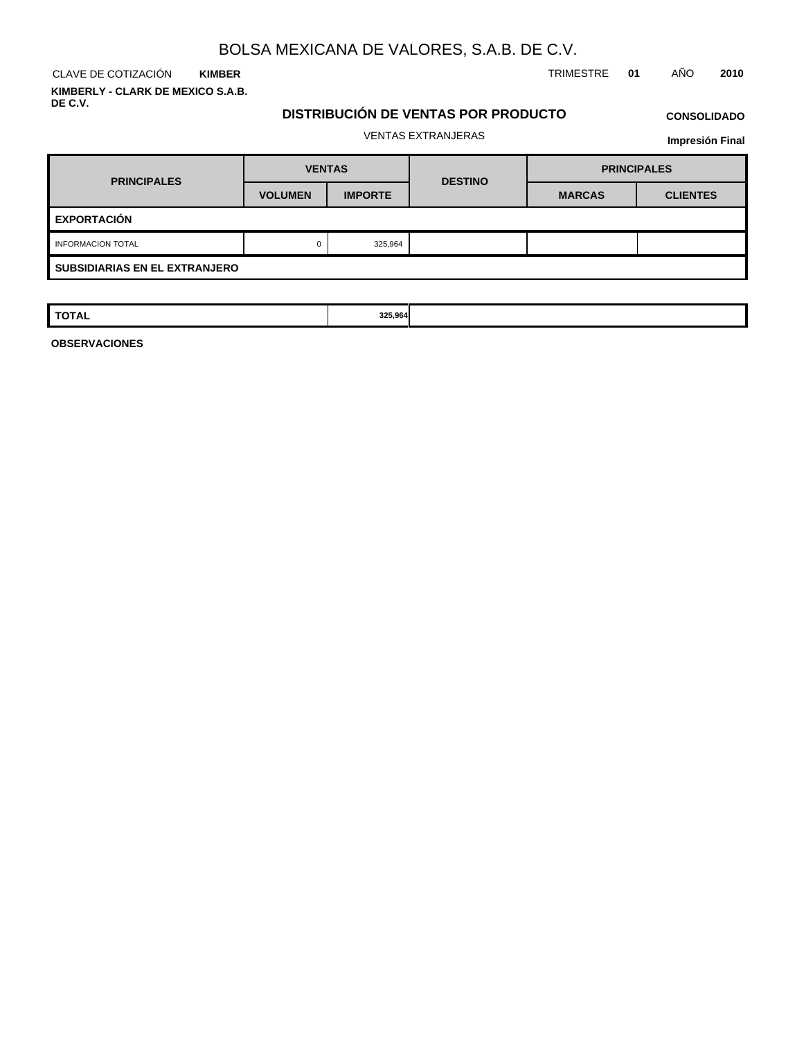# BOLSA MEXICANA DE VALORES, S.A.B. DE C.V.

CLAVE DE COTIZACIÓN **KIMBER** TRIMESTRE **01** AÑO **2010**

**KIMBERLY - CLARK DE MEXICO S.A.B. DE C.V.**

## DISTRIBUCIÓN DE VENTAS POR PRODUCTO

**CONSOLIDADO**

VENTAS EXTRANJERAS

**Impresión Final**

| PRINCIPALES | VENTAS | | DESTINO | PRINCIPALES | |
|---|---|---|---|---|---|
| | VOLUMEN | IMPORTE | | MARCAS | CLIENTES |
| **EXPORTACIÓN** | | | | | |
| INFORMACION TOTAL | 0 | 325,964 | | | |
| **SUBSIDIARIAS EN EL EXTRANJERO** | | | | | |
| **TOTAL** | | **325,964** | | | |

**OBSERVACIONES**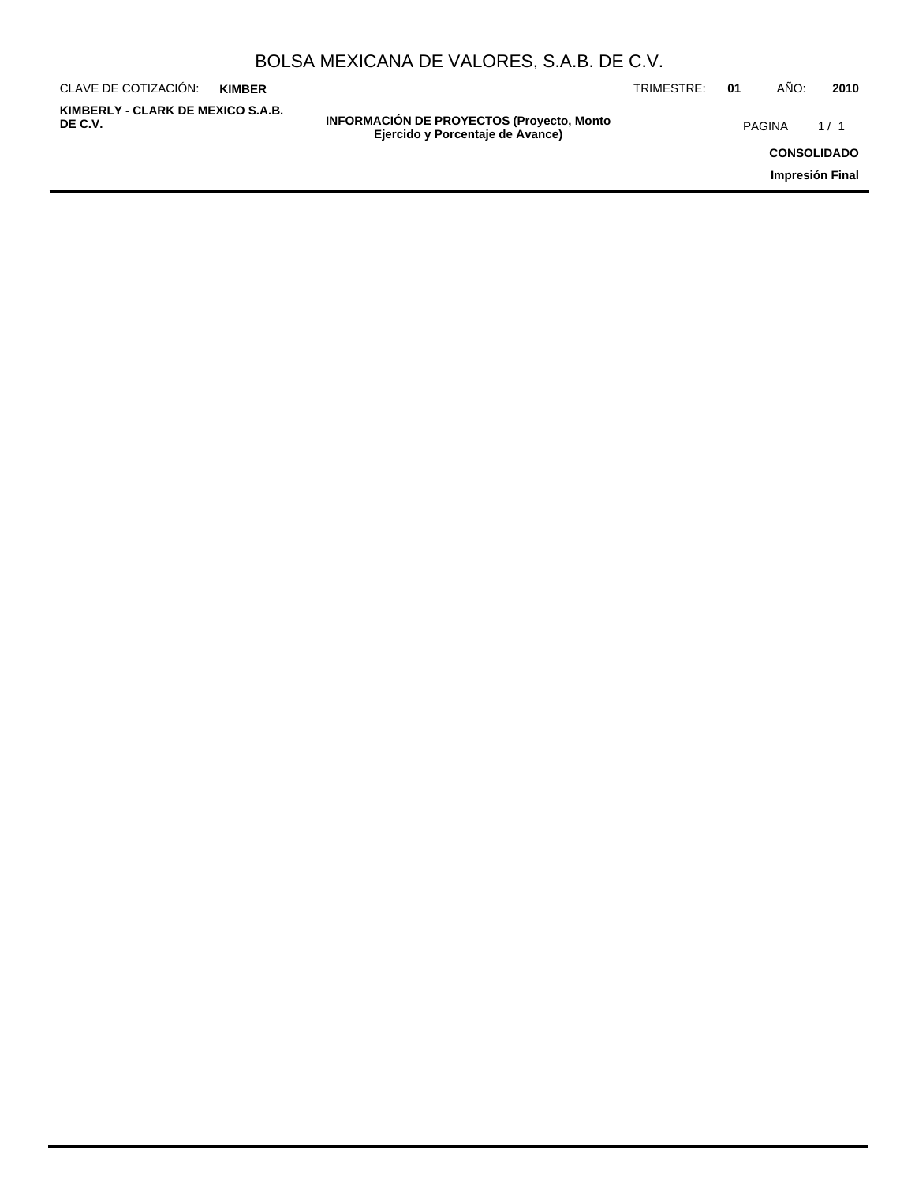## INFORMACIÓN DE PROYECTOS (Proyecto, Monto Ejercido y Porcentaje de Avance)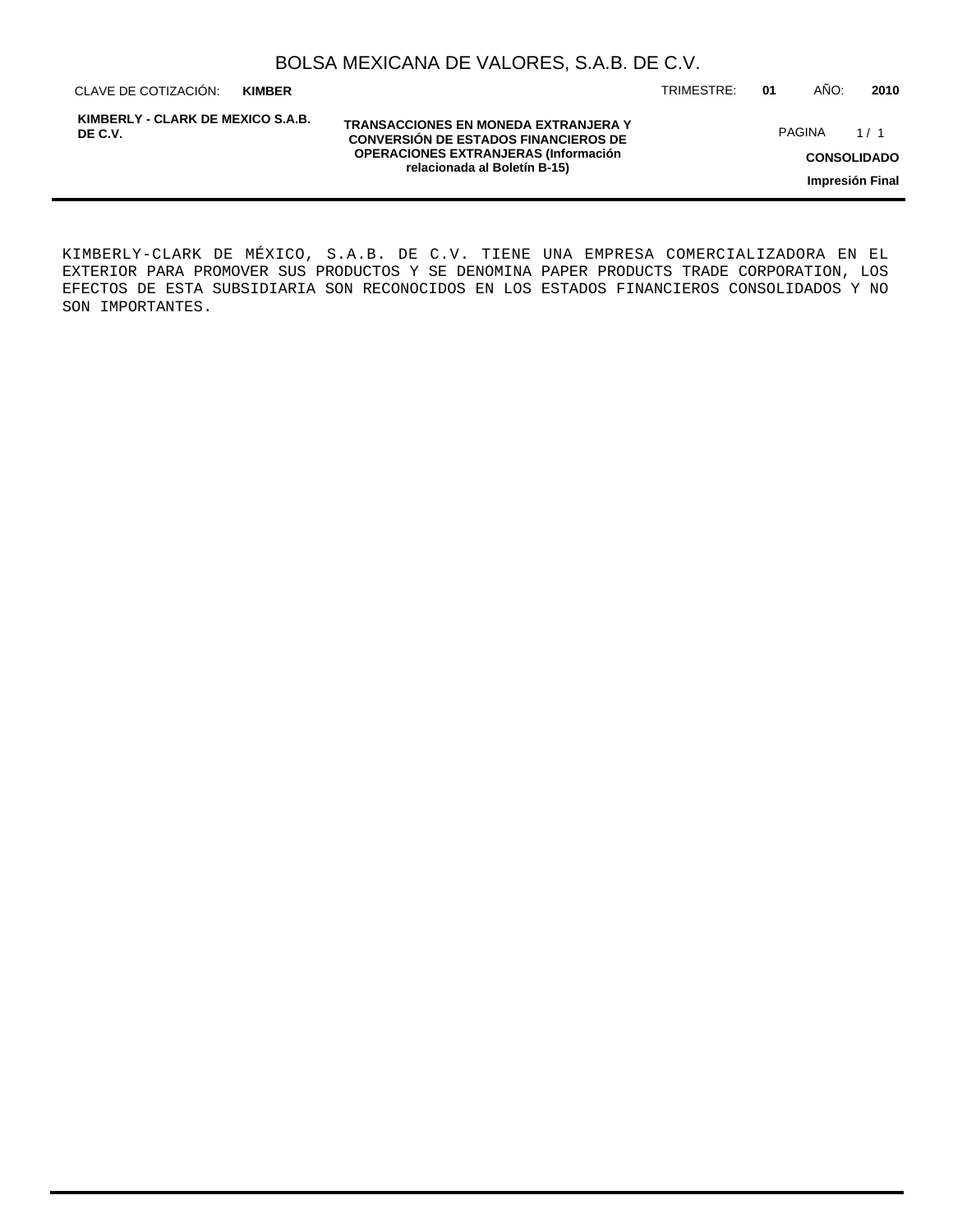KIMBERLY-CLARK DE MÉXICO, S.A.B. DE C.V. TIENE UNA EMPRESA COMERCIALIZADORA EN EL EXTERIOR PARA PROMOVER SUS PRODUCTOS Y SE DENOMINA PAPER PRODUCTS TRADE CORPORATION, LOS EFECTOS DE ESTA SUBSIDIARIA SON RECONOCIDOS EN LOS ESTADOS FINANCIEROS CONSOLIDADOS Y NO SON IMPORTANTES.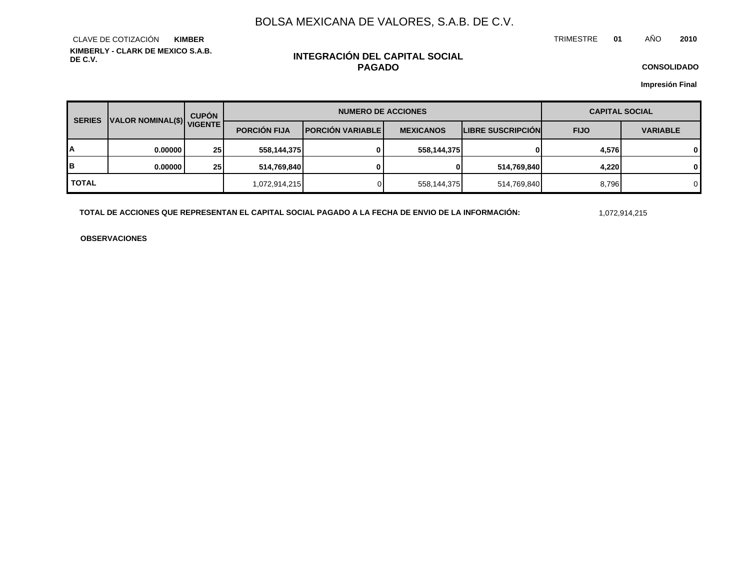# BOLSA MEXICANA DE VALORES, S.A.B. DE C.V.

CLAVE DE COTIZACIÓN **KIMBER**

TRIMESTRE **01** AÑO **2010**

**KIMBERLY - CLARK DE MEXICO S.A.B. DE C.V.**

## INTEGRACIÓN DEL CAPITAL SOCIAL PAGADO

**CONSOLIDADO**

**Impresión Final**

| SERIES | VALOR NOMINAL($) | CUPÓN VIGENTE | NUMERO DE ACCIONES | | | | CAPITAL SOCIAL | |
|---|---|---|---|---|---|---|---|---|
| | | | PORCIÓN FIJA | PORCIÓN VARIABLE | MEXICANOS | LIBRE SUSCRIPCIÓN | FIJO | VARIABLE |
| A | 0.00000 | 25 | 558,144,375 | 0 | 558,144,375 | 0 | 4,576 | 0 |
| B | 0.00000 | 25 | 514,769,840 | 0 | 0 | 514,769,840 | 4,220 | 0 |
| TOTAL | | | 1,072,914,215 | 0 | 558,144,375 | 514,769,840 | 8,796 | 0 |

**TOTAL DE ACCIONES QUE REPRESENTAN EL CAPITAL SOCIAL PAGADO A LA FECHA DE ENVIO DE LA INFORMACIÓN:** 1,072,914,215

**OBSERVACIONES**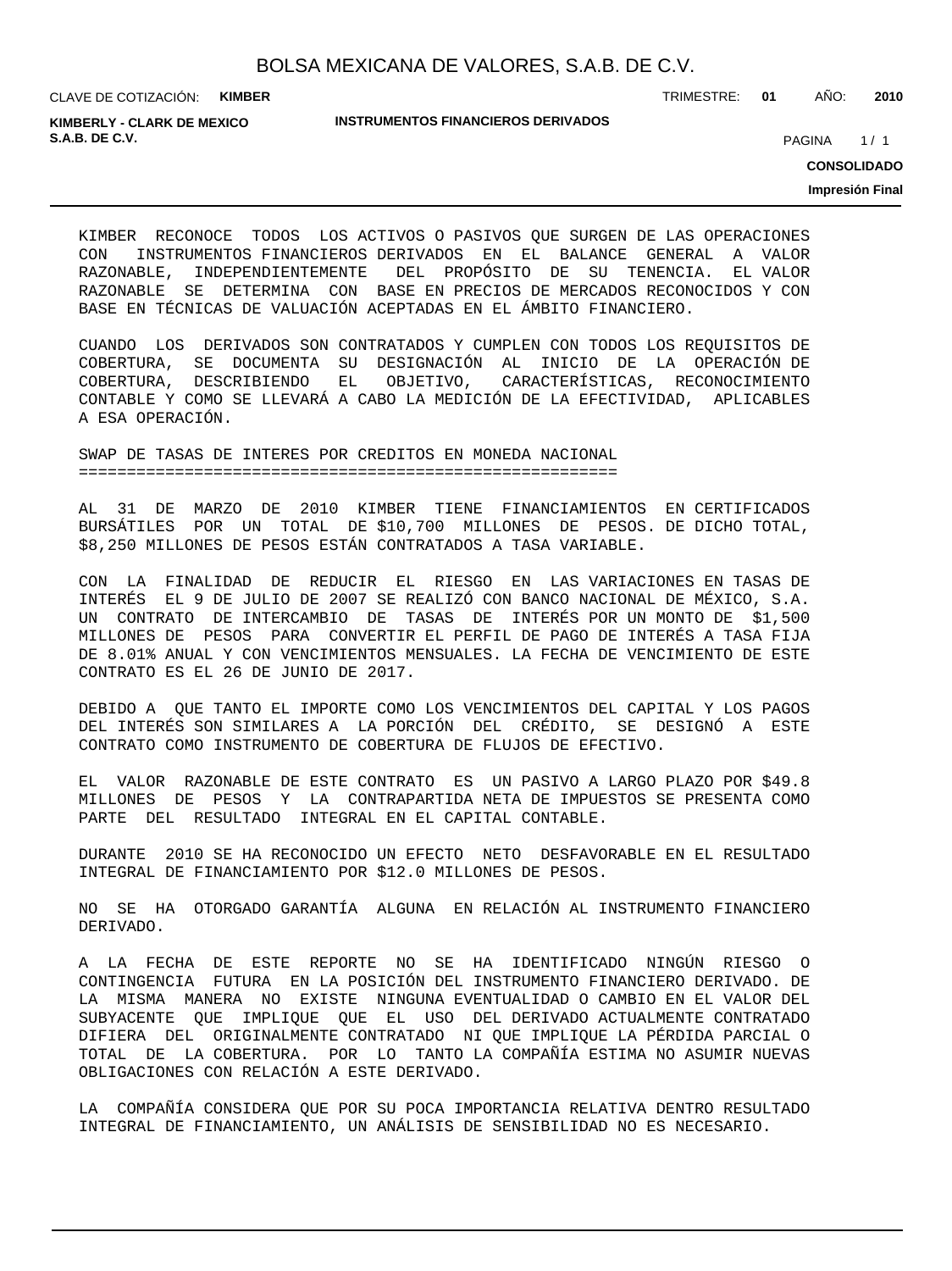# INSTRUMENTOS FINANCIEROS DERIVADOS

KIMBER RECONOCE TODOS LOS ACTIVOS O PASIVOS QUE SURGEN DE LAS OPERACIONES CON INSTRUMENTOS FINANCIEROS DERIVADOS EN EL BALANCE GENERAL A VALOR RAZONABLE, INDEPENDIENTEMENTE DEL PROPÓSITO DE SU TENENCIA. EL VALOR RAZONABLE SE DETERMINA CON BASE EN PRECIOS DE MERCADOS RECONOCIDOS Y CON BASE EN TÉCNICAS DE VALUACIÓN ACEPTADAS EN EL ÁMBITO FINANCIERO.

CUANDO LOS DERIVADOS SON CONTRATADOS Y CUMPLEN CON TODOS LOS REQUISITOS DE COBERTURA, SE DOCUMENTA SU DESIGNACIÓN AL INICIO DE LA OPERACIÓN DE COBERTURA, DESCRIBIENDO EL OBJETIVO, CARACTERÍSTICAS, RECONOCIMIENTO CONTABLE Y COMO SE LLEVARÁ A CABO LA MEDICIÓN DE LA EFECTIVIDAD, APLICABLES A ESA OPERACIÓN.

## SWAP DE TASAS DE INTERES POR CREDITOS EN MONEDA NACIONAL

AL 31 DE MARZO DE 2010 KIMBER TIENE FINANCIAMIENTOS EN CERTIFICADOS BURSÁTILES POR UN TOTAL DE $10,700 MILLONES DE PESOS. DE DICHO TOTAL, $8,250 MILLONES DE PESOS ESTÁN CONTRATADOS A TASA VARIABLE.

CON LA FINALIDAD DE REDUCIR EL RIESGO EN LAS VARIACIONES EN TASAS DE INTERÉS EL 9 DE JULIO DE 2007 SE REALIZÓ CON BANCO NACIONAL DE MÉXICO, S.A. UN CONTRATO DE INTERCAMBIO DE TASAS DE INTERÉS POR UN MONTO DE $1,500 MILLONES DE PESOS PARA CONVERTIR EL PERFIL DE PAGO DE INTERÉS A TASA FIJA DE 8.01% ANUAL Y CON VENCIMIENTOS MENSUALES. LA FECHA DE VENCIMIENTO DE ESTE CONTRATO ES EL 26 DE JUNIO DE 2017.

DEBIDO A QUE TANTO EL IMPORTE COMO LOS VENCIMIENTOS DEL CAPITAL Y LOS PAGOS DEL INTERÉS SON SIMILARES A LA PORCIÓN DEL CRÉDITO, SE DESIGNÓ A ESTE CONTRATO COMO INSTRUMENTO DE COBERTURA DE FLUJOS DE EFECTIVO.

EL VALOR RAZONABLE DE ESTE CONTRATO ES UN PASIVO A LARGO PLAZO POR $49.8 MILLONES DE PESOS Y LA CONTRAPARTIDA NETA DE IMPUESTOS SE PRESENTA COMO PARTE DEL RESULTADO INTEGRAL EN EL CAPITAL CONTABLE.

DURANTE 2010 SE HA RECONOCIDO UN EFECTO NETO DESFAVORABLE EN EL RESULTADO INTEGRAL DE FINANCIAMIENTO POR $12.0 MILLONES DE PESOS.

NO SE HA OTORGADO GARANTÍA ALGUNA EN RELACIÓN AL INSTRUMENTO FINANCIERO DERIVADO.

A LA FECHA DE ESTE REPORTE NO SE HA IDENTIFICADO NINGÚN RIESGO O CONTINGENCIA FUTURA EN LA POSICIÓN DEL INSTRUMENTO FINANCIERO DERIVADO. DE LA MISMA MANERA NO EXISTE NINGUNA EVENTUALIDAD O CAMBIO EN EL VALOR DEL SUBYACENTE QUE IMPLIQUE QUE EL USO DEL DERIVADO ACTUALMENTE CONTRATADO DIFIERA DEL ORIGINALMENTE CONTRATADO NI QUE IMPLIQUE LA PÉRDIDA PARCIAL O TOTAL DE LA COBERTURA. POR LO TANTO LA COMPAÑÍA ESTIMA NO ASUMIR NUEVAS OBLIGACIONES CON RELACIÓN A ESTE DERIVADO.

LA COMPAÑÍA CONSIDERA QUE POR SU POCA IMPORTANCIA RELATIVA DENTRO RESULTADO INTEGRAL DE FINANCIAMIENTO, UN ANÁLISIS DE SENSIBILIDAD NO ES NECESARIO.